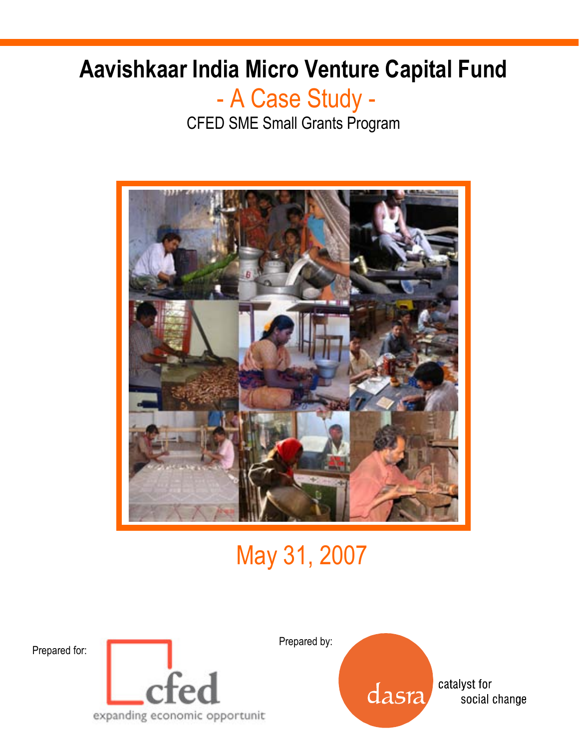# Aavishkaar India Micro Venture Capital Fund

## - A Case Study -

CFED SME Small Grants Program

May 31, 2007

Prepared for:

cfed
expanding economic opportunit

Prepared by:

dasra
catalyst for social change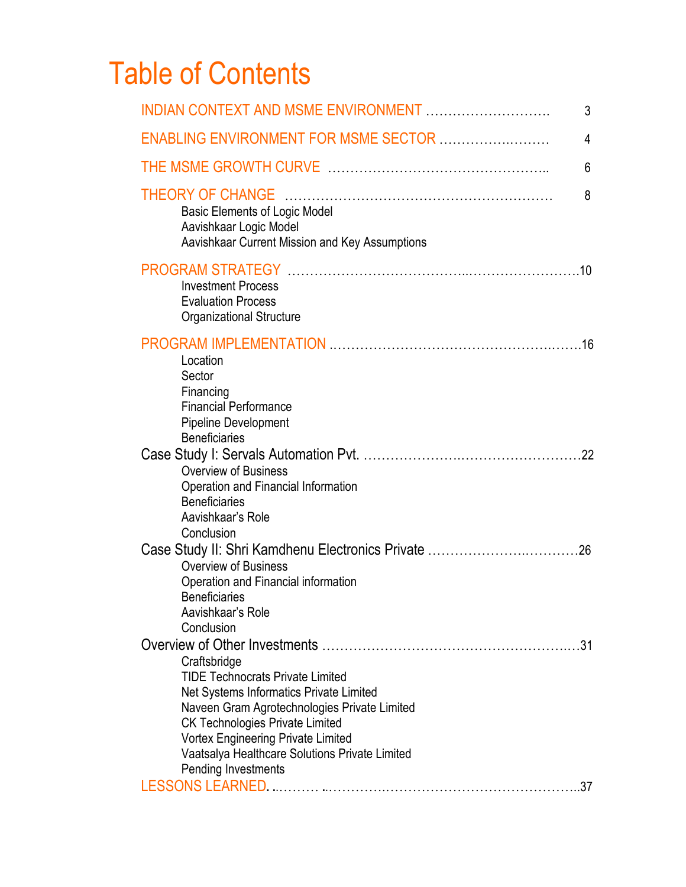# Table of Contents

INDIAN CONTEXT AND MSME ENVIRONMENT ………………………. 3

ENABLING ENVIRONMENT FOR MSME SECTOR ……………..……… 4

THE MSME GROWTH CURVE ……………………………………….. 6

THEORY OF CHANGE …………………………………………………. 8

- Basic Elements of Logic Model
- Aavishkaar Logic Model
- Aavishkaar Current Mission and Key Assumptions

PROGRAM STRATEGY ………………………………...……………………10

- Investment Process
- Evaluation Process
- Organizational Structure

PROGRAM IMPLEMENTATION ………………………………………….…….16

- Location
- Sector
- Financing
- Financial Performance
- Pipeline Development
- Beneficiaries

Case Study I: Servals Automation Pvt. ……………….………………………22

- Overview of Business
- Operation and Financial Information
- Beneficiaries
- Aavishkaar's Role
- Conclusion

Case Study II: Shri Kamdhenu Electronics Private ………………..…………26

- Overview of Business
- Operation and Financial information
- Beneficiaries
- Aavishkaar's Role
- Conclusion

Overview of Other Investments ……………………………………………..…31

- Craftsbridge
- TIDE Technocrats Private Limited
- Net Systems Informatics Private Limited
- Naveen Gram Agrotechnologies Private Limited
- CK Technologies Private Limited
- Vortex Engineering Private Limited
- Vaatsalya Healthcare Solutions Private Limited
- Pending Investments

LESSONS LEARNED. ..……… ..………….……………………………………..37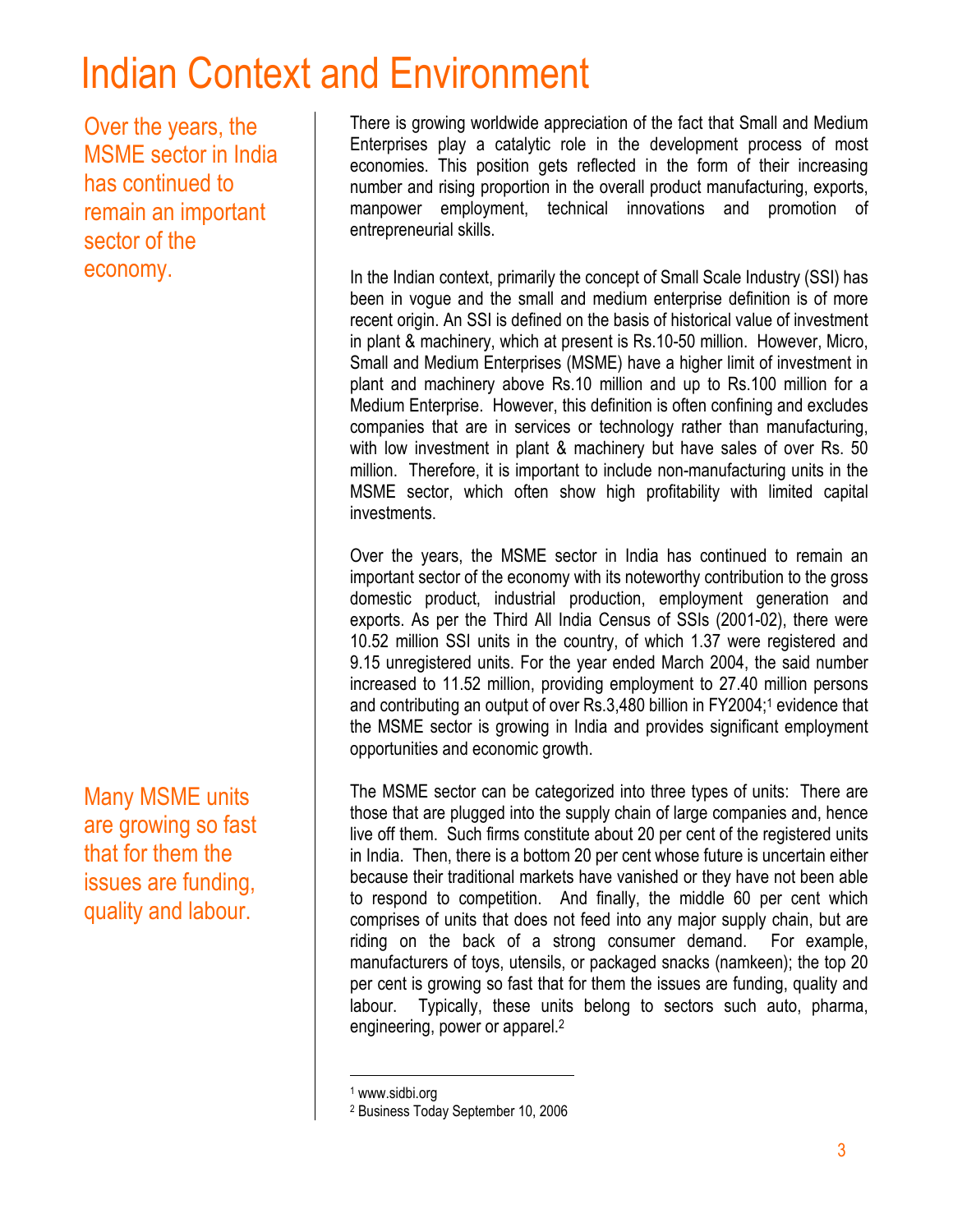# Indian Context and Environment

Over the years, the MSME sector in India has continued to remain an important sector of the economy.

There is growing worldwide appreciation of the fact that Small and Medium Enterprises play a catalytic role in the development process of most economies. This position gets reflected in the form of their increasing number and rising proportion in the overall product manufacturing, exports, manpower employment, technical innovations and promotion of entrepreneurial skills.

In the Indian context, primarily the concept of Small Scale Industry (SSI) has been in vogue and the small and medium enterprise definition is of more recent origin. An SSI is defined on the basis of historical value of investment in plant & machinery, which at present is Rs.10-50 million. However, Micro, Small and Medium Enterprises (MSME) have a higher limit of investment in plant and machinery above Rs.10 million and up to Rs.100 million for a Medium Enterprise. However, this definition is often confining and excludes companies that are in services or technology rather than manufacturing, with low investment in plant & machinery but have sales of over Rs. 50 million. Therefore, it is important to include non-manufacturing units in the MSME sector, which often show high profitability with limited capital investments.

Over the years, the MSME sector in India has continued to remain an important sector of the economy with its noteworthy contribution to the gross domestic product, industrial production, employment generation and exports. As per the Third All India Census of SSIs (2001-02), there were 10.52 million SSI units in the country, of which 1.37 were registered and 9.15 unregistered units. For the year ended March 2004, the said number increased to 11.52 million, providing employment to 27.40 million persons and contributing an output of over Rs.3,480 billion in FY2004;[1] evidence that the MSME sector is growing in India and provides significant employment opportunities and economic growth.

Many MSME units are growing so fast that for them the issues are funding, quality and labour.

The MSME sector can be categorized into three types of units: There are those that are plugged into the supply chain of large companies and, hence live off them. Such firms constitute about 20 per cent of the registered units in India. Then, there is a bottom 20 per cent whose future is uncertain either because their traditional markets have vanished or they have not been able to respond to competition. And finally, the middle 60 per cent which comprises of units that does not feed into any major supply chain, but are riding on the back of a strong consumer demand. For example, manufacturers of toys, utensils, or packaged snacks (namkeen); the top 20 per cent is growing so fast that for them the issues are funding, quality and labour. Typically, these units belong to sectors such auto, pharma, engineering, power or apparel.[2]

---

[1] www.sidbi.org

[2] Business Today September 10, 2006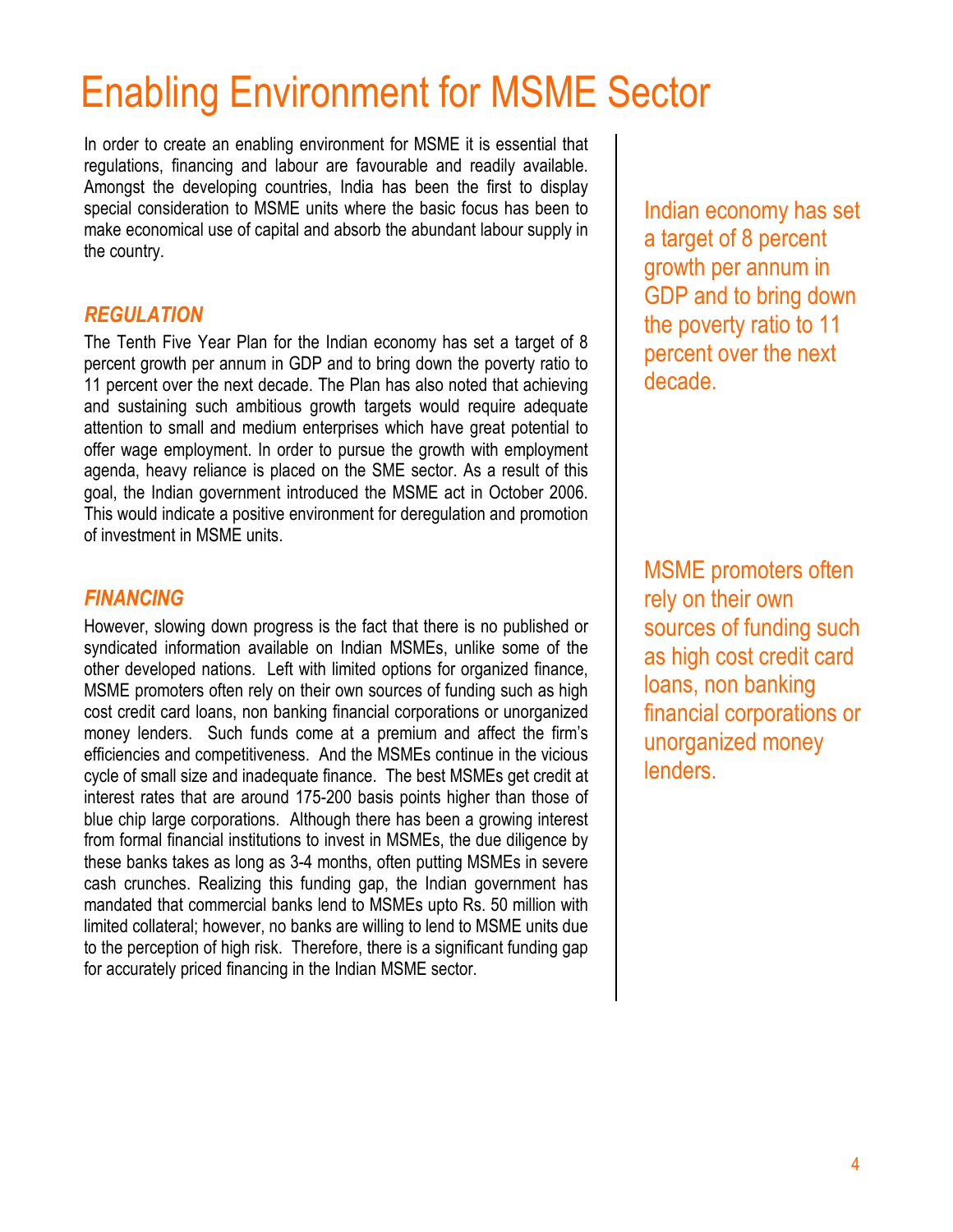# Enabling Environment for MSME Sector

In order to create an enabling environment for MSME it is essential that regulations, financing and labour are favourable and readily available. Amongst the developing countries, India has been the first to display special consideration to MSME units where the basic focus has been to make economical use of capital and absorb the abundant labour supply in the country.

## *REGULATION*

The Tenth Five Year Plan for the Indian economy has set a target of 8 percent growth per annum in GDP and to bring down the poverty ratio to 11 percent over the next decade. The Plan has also noted that achieving and sustaining such ambitious growth targets would require adequate attention to small and medium enterprises which have great potential to offer wage employment. In order to pursue the growth with employment agenda, heavy reliance is placed on the SME sector. As a result of this goal, the Indian government introduced the MSME act in October 2006. This would indicate a positive environment for deregulation and promotion of investment in MSME units.

Indian economy has set a target of 8 percent growth per annum in GDP and to bring down the poverty ratio to 11 percent over the next decade.

## *FINANCING*

However, slowing down progress is the fact that there is no published or syndicated information available on Indian MSMEs, unlike some of the other developed nations. Left with limited options for organized finance, MSME promoters often rely on their own sources of funding such as high cost credit card loans, non banking financial corporations or unorganized money lenders. Such funds come at a premium and affect the firm's efficiencies and competitiveness. And the MSMEs continue in the vicious cycle of small size and inadequate finance. The best MSMEs get credit at interest rates that are around 175-200 basis points higher than those of blue chip large corporations. Although there has been a growing interest from formal financial institutions to invest in MSMEs, the due diligence by these banks takes as long as 3-4 months, often putting MSMEs in severe cash crunches. Realizing this funding gap, the Indian government has mandated that commercial banks lend to MSMEs upto Rs. 50 million with limited collateral; however, no banks are willing to lend to MSME units due to the perception of high risk. Therefore, there is a significant funding gap for accurately priced financing in the Indian MSME sector.

MSME promoters often rely on their own sources of funding such as high cost credit card loans, non banking financial corporations or unorganized money lenders.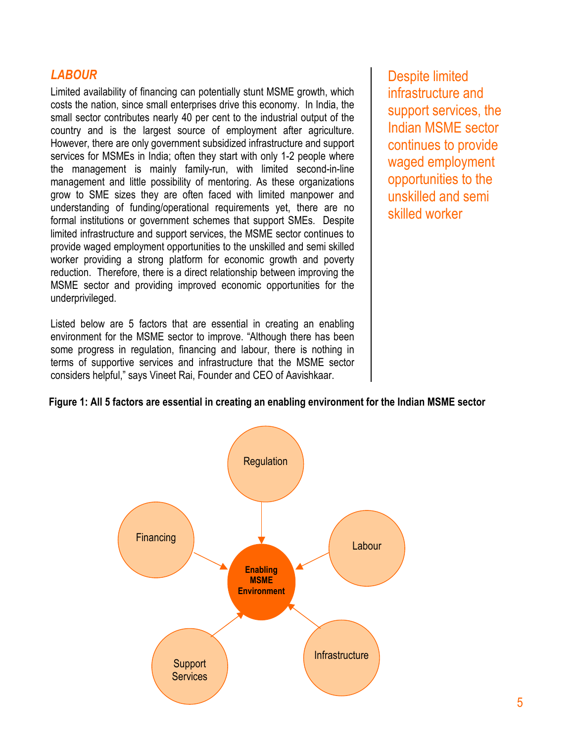### *LABOUR*

Limited availability of financing can potentially stunt MSME growth, which costs the nation, since small enterprises drive this economy. In India, the small sector contributes nearly 40 per cent to the industrial output of the country and is the largest source of employment after agriculture. However, there are only government subsidized infrastructure and support services for MSMEs in India; often they start with only 1-2 people where the management is mainly family-run, with limited second-in-line management and little possibility of mentoring. As these organizations grow to SME sizes they are often faced with limited manpower and understanding of funding/operational requirements yet, there are no formal institutions or government schemes that support SMEs. Despite limited infrastructure and support services, the MSME sector continues to provide waged employment opportunities to the unskilled and semi skilled worker providing a strong platform for economic growth and poverty reduction. Therefore, there is a direct relationship between improving the MSME sector and providing improved economic opportunities for the underprivileged.

Listed below are 5 factors that are essential in creating an enabling environment for the MSME sector to improve. "Although there has been some progress in regulation, financing and labour, there is nothing in terms of supportive services and infrastructure that the MSME sector considers helpful," says Vineet Rai, Founder and CEO of Aavishkaar.

Despite limited infrastructure and support services, the Indian MSME sector continues to provide waged employment opportunities to the unskilled and semi skilled worker

**Figure 1: All 5 factors are essential in creating an enabling environment for the Indian MSME sector**

Regulation

Financing

Labour

Enabling MSME Environment

Support Services

Infrastructure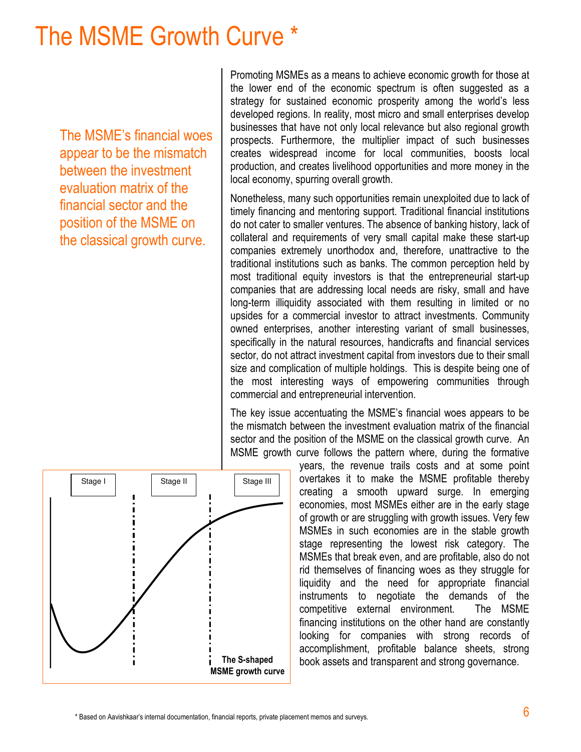# The MSME Growth Curve *

> The MSME's financial woes appear to be the mismatch between the investment evaluation matrix of the financial sector and the position of the MSME on the classical growth curve.

Promoting MSMEs as a means to achieve economic growth for those at the lower end of the economic spectrum is often suggested as a strategy for sustained economic prosperity among the world's less developed regions. In reality, most micro and small enterprises develop businesses that have not only local relevance but also regional growth prospects. Furthermore, the multiplier impact of such businesses creates widespread income for local communities, boosts local production, and creates livelihood opportunities and more money in the local economy, spurring overall growth.

Nonetheless, many such opportunities remain unexploited due to lack of timely financing and mentoring support. Traditional financial institutions do not cater to smaller ventures. The absence of banking history, lack of collateral and requirements of very small capital make these start-up companies extremely unorthodox and, therefore, unattractive to the traditional institutions such as banks. The common perception held by most traditional equity investors is that the entrepreneurial start-up companies that are addressing local needs are risky, small and have long-term illiquidity associated with them resulting in limited or no upsides for a commercial investor to attract investments. Community owned enterprises, another interesting variant of small businesses, specifically in the natural resources, handicrafts and financial services sector, do not attract investment capital from investors due to their small size and complication of multiple holdings. This is despite being one of the most interesting ways of empowering communities through commercial and entrepreneurial intervention.

The key issue accentuating the MSME's financial woes appears to be the mismatch between the investment evaluation matrix of the financial sector and the position of the MSME on the classical growth curve. An MSME growth curve follows the pattern where, during the formative years, the revenue trails costs and at some point overtakes it to make the MSME profitable thereby creating a smooth upward surge. In emerging economies, most MSMEs either are in the early stage of growth or are struggling with growth issues. Very few MSMEs in such economies are in the stable growth stage representing the lowest risk category. The MSMEs that break even, and are profitable, also do not rid themselves of financing woes as they struggle for liquidity and the need for appropriate financial instruments to negotiate the demands of the competitive external environment. The MSME financing institutions on the other hand are constantly looking for companies with strong records of accomplishment, profitable balance sheets, strong book assets and transparent and strong governance.

Stage I | Stage II | Stage III

**The S-shaped MSME growth curve**

* Based on Aavishkaar's internal documentation, financial reports, private placement memos and surveys.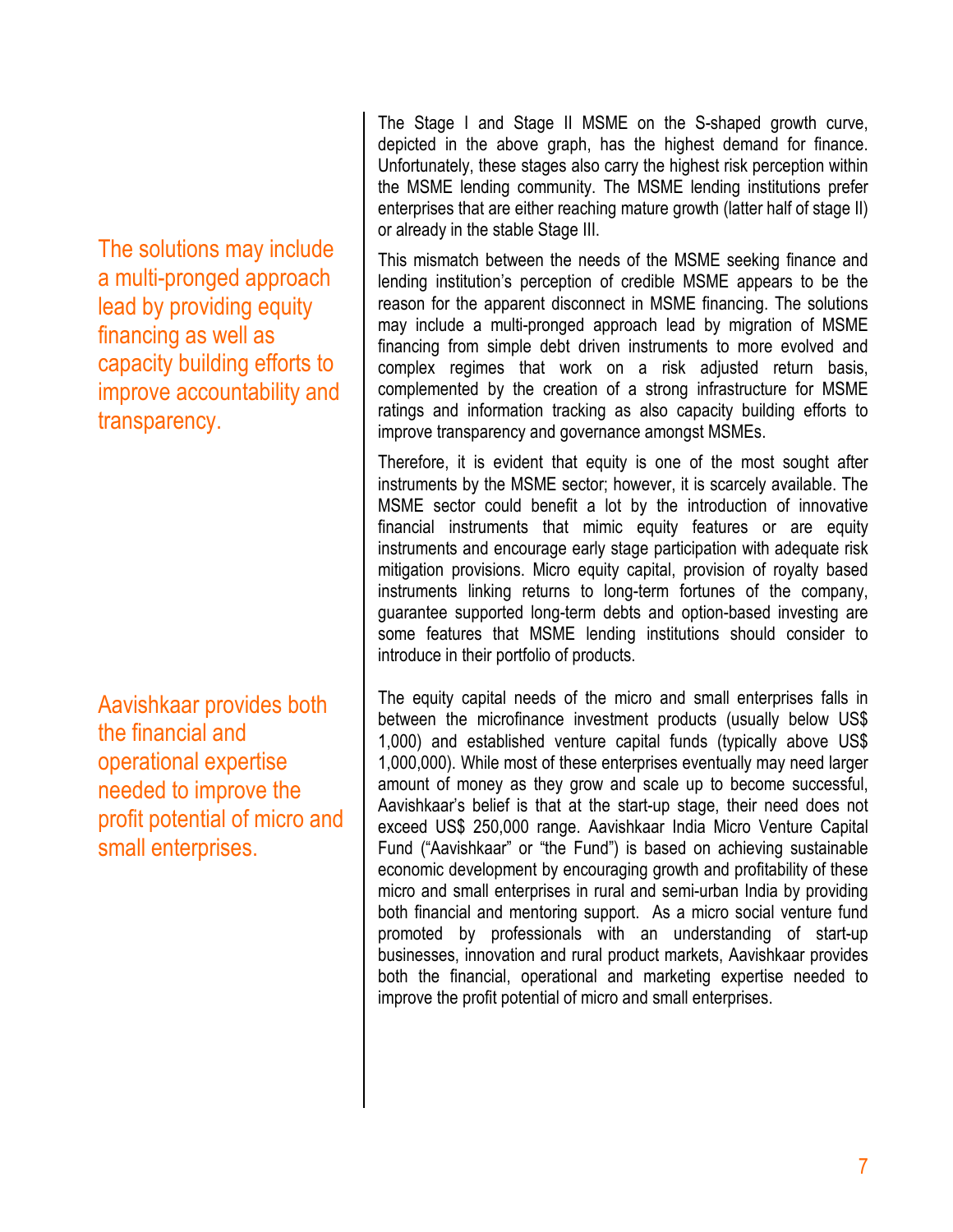The Stage I and Stage II MSME on the S-shaped growth curve, depicted in the above graph, has the highest demand for finance. Unfortunately, these stages also carry the highest risk perception within the MSME lending community. The MSME lending institutions prefer enterprises that are either reaching mature growth (latter half of stage II) or already in the stable Stage III.

> The solutions may include a multi-pronged approach lead by providing equity financing as well as capacity building efforts to improve accountability and transparency.

This mismatch between the needs of the MSME seeking finance and lending institution's perception of credible MSME appears to be the reason for the apparent disconnect in MSME financing. The solutions may include a multi-pronged approach lead by migration of MSME financing from simple debt driven instruments to more evolved and complex regimes that work on a risk adjusted return basis, complemented by the creation of a strong infrastructure for MSME ratings and information tracking as also capacity building efforts to improve transparency and governance amongst MSMEs.

Therefore, it is evident that equity is one of the most sought after instruments by the MSME sector; however, it is scarcely available. The MSME sector could benefit a lot by the introduction of innovative financial instruments that mimic equity features or are equity instruments and encourage early stage participation with adequate risk mitigation provisions. Micro equity capital, provision of royalty based instruments linking returns to long-term fortunes of the company, guarantee supported long-term debts and option-based investing are some features that MSME lending institutions should consider to introduce in their portfolio of products.

> Aavishkaar provides both the financial and operational expertise needed to improve the profit potential of micro and small enterprises.

The equity capital needs of the micro and small enterprises falls in between the microfinance investment products (usually below US$ 1,000) and established venture capital funds (typically above US$ 1,000,000). While most of these enterprises eventually may need larger amount of money as they grow and scale up to become successful, Aavishkaar's belief is that at the start-up stage, their need does not exceed US$ 250,000 range. Aavishkaar India Micro Venture Capital Fund ("Aavishkaar" or "the Fund") is based on achieving sustainable economic development by encouraging growth and profitability of these micro and small enterprises in rural and semi-urban India by providing both financial and mentoring support. As a micro social venture fund promoted by professionals with an understanding of start-up businesses, innovation and rural product markets, Aavishkaar provides both the financial, operational and marketing expertise needed to improve the profit potential of micro and small enterprises.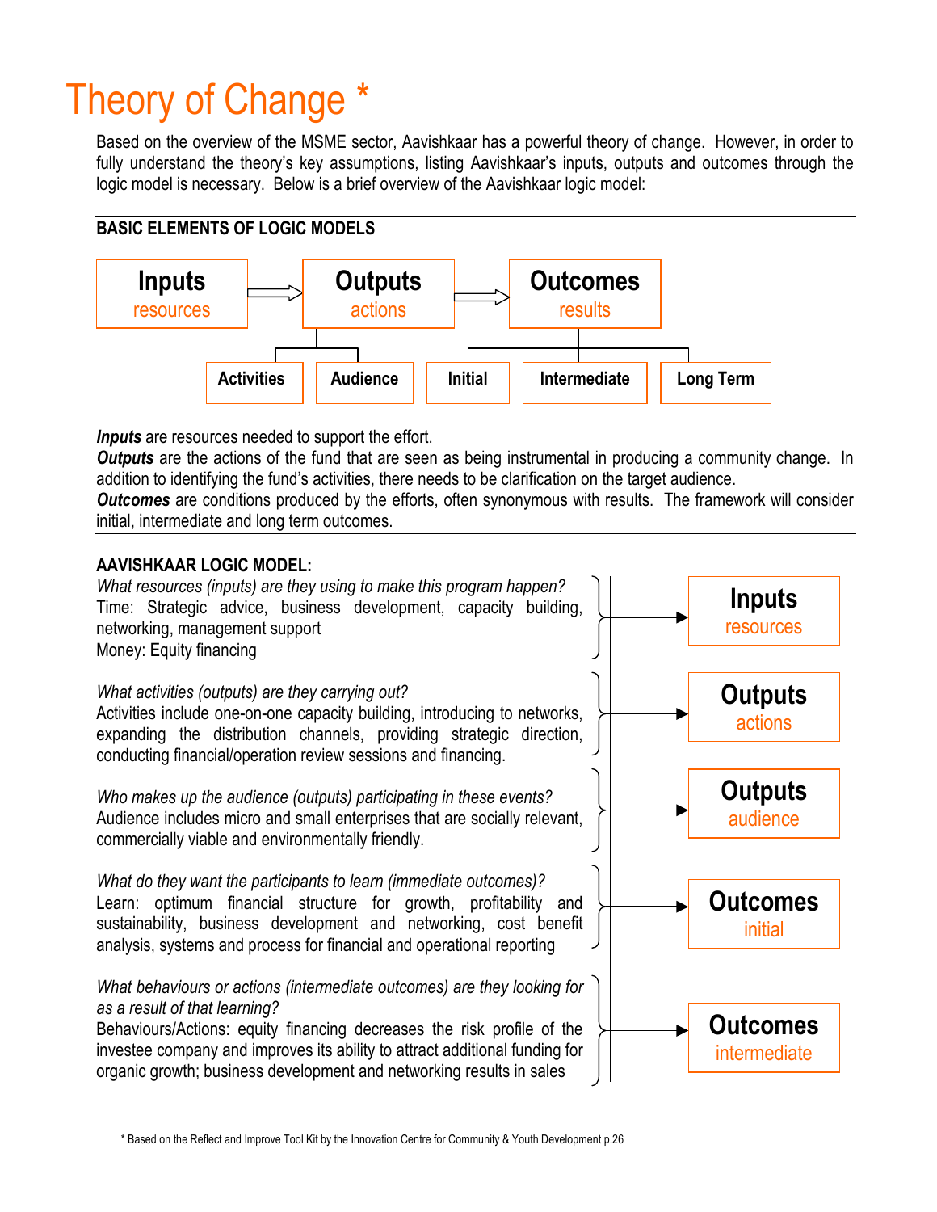# Theory of Change *

Based on the overview of the MSME sector, Aavishkaar has a powerful theory of change. However, in order to fully understand the theory's key assumptions, listing Aavishkaar's inputs, outputs and outcomes through the logic model is necessary. Below is a brief overview of the Aavishkaar logic model:

**BASIC ELEMENTS OF LOGIC MODELS**

**Inputs** resources ⇒ **Outputs** actions ⇒ **Outcomes** results

- Outputs: Activities, Audience
- Outcomes: Initial, Intermediate, Long Term

***Inputs*** are resources needed to support the effort.
***Outputs*** are the actions of the fund that are seen as being instrumental in producing a community change. In addition to identifying the fund's activities, there needs to be clarification on the target audience.
***Outcomes*** are conditions produced by the efforts, often synonymous with results. The framework will consider initial, intermediate and long term outcomes.

**AAVISHKAAR LOGIC MODEL:**

*What resources (inputs) are they using to make this program happen?*
Time: Strategic advice, business development, capacity building, networking, management support
Money: Equity financing
→ **Inputs** resources

*What activities (outputs) are they carrying out?*
Activities include one-on-one capacity building, introducing to networks, expanding the distribution channels, providing strategic direction, conducting financial/operation review sessions and financing.
→ **Outputs** actions

*Who makes up the audience (outputs) participating in these events?*
Audience includes micro and small enterprises that are socially relevant, commercially viable and environmentally friendly.
→ **Outputs** audience

*What do they want the participants to learn (immediate outcomes)?*
Learn: optimum financial structure for growth, profitability and sustainability, business development and networking, cost benefit analysis, systems and process for financial and operational reporting
→ **Outcomes** initial

*What behaviours or actions (intermediate outcomes) are they looking for as a result of that learning?*
Behaviours/Actions: equity financing decreases the risk profile of the investee company and improves its ability to attract additional funding for organic growth; business development and networking results in sales
→ **Outcomes** intermediate

* Based on the Reflect and Improve Tool Kit by the Innovation Centre for Community & Youth Development p.26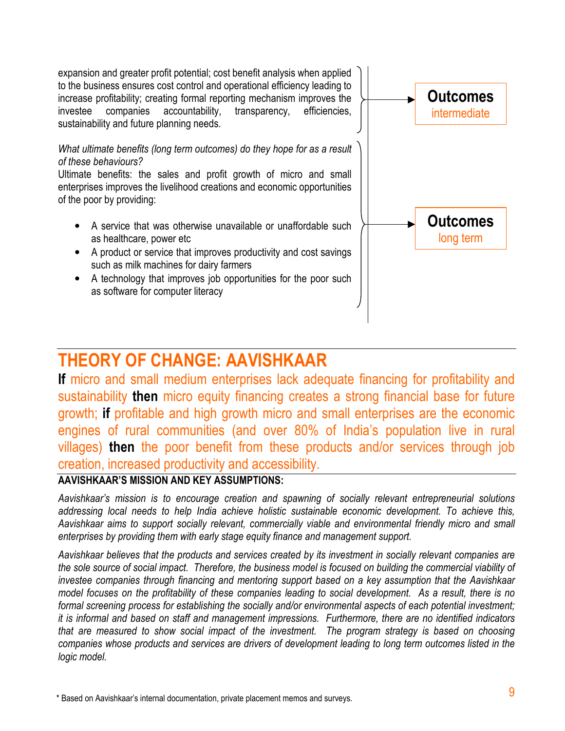expansion and greater profit potential; cost benefit analysis when applied to the business ensures cost control and operational efficiency leading to increase profitability; creating formal reporting mechanism improves the investee companies accountability, transparency, efficiencies, sustainability and future planning needs.

**Outcomes** intermediate

*What ultimate benefits (long term outcomes) do they hope for as a result of these behaviours?*

Ultimate benefits: the sales and profit growth of micro and small enterprises improves the livelihood creations and economic opportunities of the poor by providing:

- A service that was otherwise unavailable or unaffordable such as healthcare, power etc
- A product or service that improves productivity and cost savings such as milk machines for dairy farmers
- A technology that improves job opportunities for the poor such as software for computer literacy

**Outcomes** long term

# THEORY OF CHANGE: AAVISHKAAR

**If** micro and small medium enterprises lack adequate financing for profitability and sustainability **then** micro equity financing creates a strong financial base for future growth; **if** profitable and high growth micro and small enterprises are the economic engines of rural communities (and over 80% of India's population live in rural villages) **then** the poor benefit from these products and/or services through job creation, increased productivity and accessibility.

**AAVISHKAAR'S MISSION AND KEY ASSUMPTIONS:**

*Aavishkaar's mission is to encourage creation and spawning of socially relevant entrepreneurial solutions addressing local needs to help India achieve holistic sustainable economic development. To achieve this, Aavishkaar aims to support socially relevant, commercially viable and environmental friendly micro and small enterprises by providing them with early stage equity finance and management support.*

*Aavishkaar believes that the products and services created by its investment in socially relevant companies are the sole source of social impact. Therefore, the business model is focused on building the commercial viability of investee companies through financing and mentoring support based on a key assumption that the Aavishkaar model focuses on the profitability of these companies leading to social development. As a result, there is no formal screening process for establishing the socially and/or environmental aspects of each potential investment; it is informal and based on staff and management impressions. Furthermore, there are no identified indicators that are measured to show social impact of the investment. The program strategy is based on choosing companies whose products and services are drivers of development leading to long term outcomes listed in the logic model.*

* Based on Aavishkaar's internal documentation, private placement memos and surveys.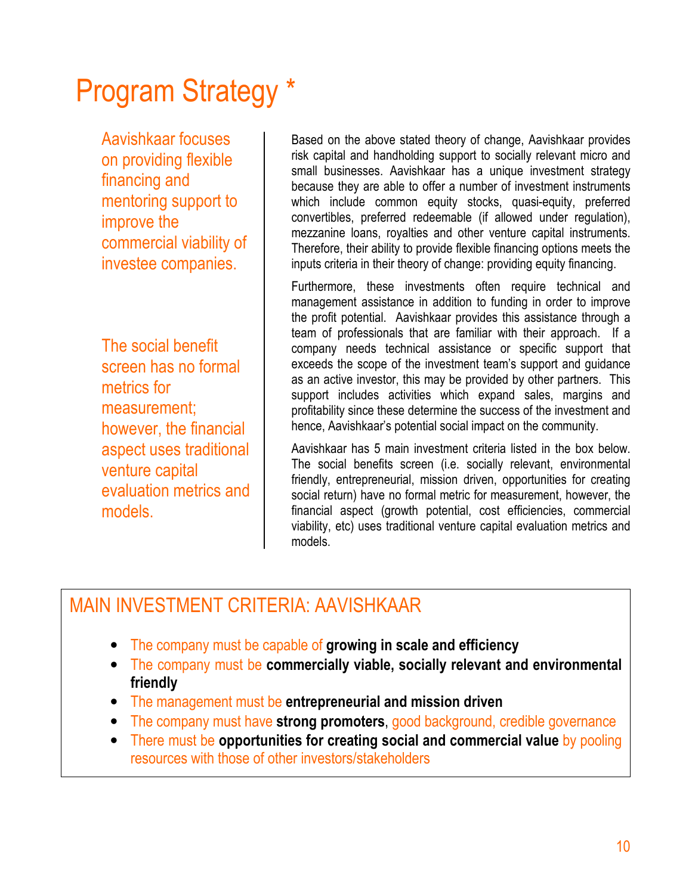# Program Strategy *

Aavishkaar focuses on providing flexible financing and mentoring support to improve the commercial viability of investee companies.

Based on the above stated theory of change, Aavishkaar provides risk capital and handholding support to socially relevant micro and small businesses. Aavishkaar has a unique investment strategy because they are able to offer a number of investment instruments which include common equity stocks, quasi-equity, preferred convertibles, preferred redeemable (if allowed under regulation), mezzanine loans, royalties and other venture capital instruments. Therefore, their ability to provide flexible financing options meets the inputs criteria in their theory of change: providing equity financing.

Furthermore, these investments often require technical and management assistance in addition to funding in order to improve the profit potential. Aavishkaar provides this assistance through a team of professionals that are familiar with their approach. If a company needs technical assistance or specific support that exceeds the scope of the investment team's support and guidance as an active investor, this may be provided by other partners. This support includes activities which expand sales, margins and profitability since these determine the success of the investment and hence, Aavishkaar's potential social impact on the community.

The social benefit screen has no formal metrics for measurement; however, the financial aspect uses traditional venture capital evaluation metrics and models.

Aavishkaar has 5 main investment criteria listed in the box below. The social benefits screen (i.e. socially relevant, environmental friendly, entrepreneurial, mission driven, opportunities for creating social return) have no formal metric for measurement, however, the financial aspect (growth potential, cost efficiencies, commercial viability, etc) uses traditional venture capital evaluation metrics and models.

## MAIN INVESTMENT CRITERIA: AAVISHKAAR

- The company must be capable of **growing in scale and efficiency**
- The company must be **commercially viable, socially relevant and environmental friendly**
- The management must be **entrepreneurial and mission driven**
- The company must have **strong promoters**, good background, credible governance
- There must be **opportunities for creating social and commercial value** by pooling resources with those of other investors/stakeholders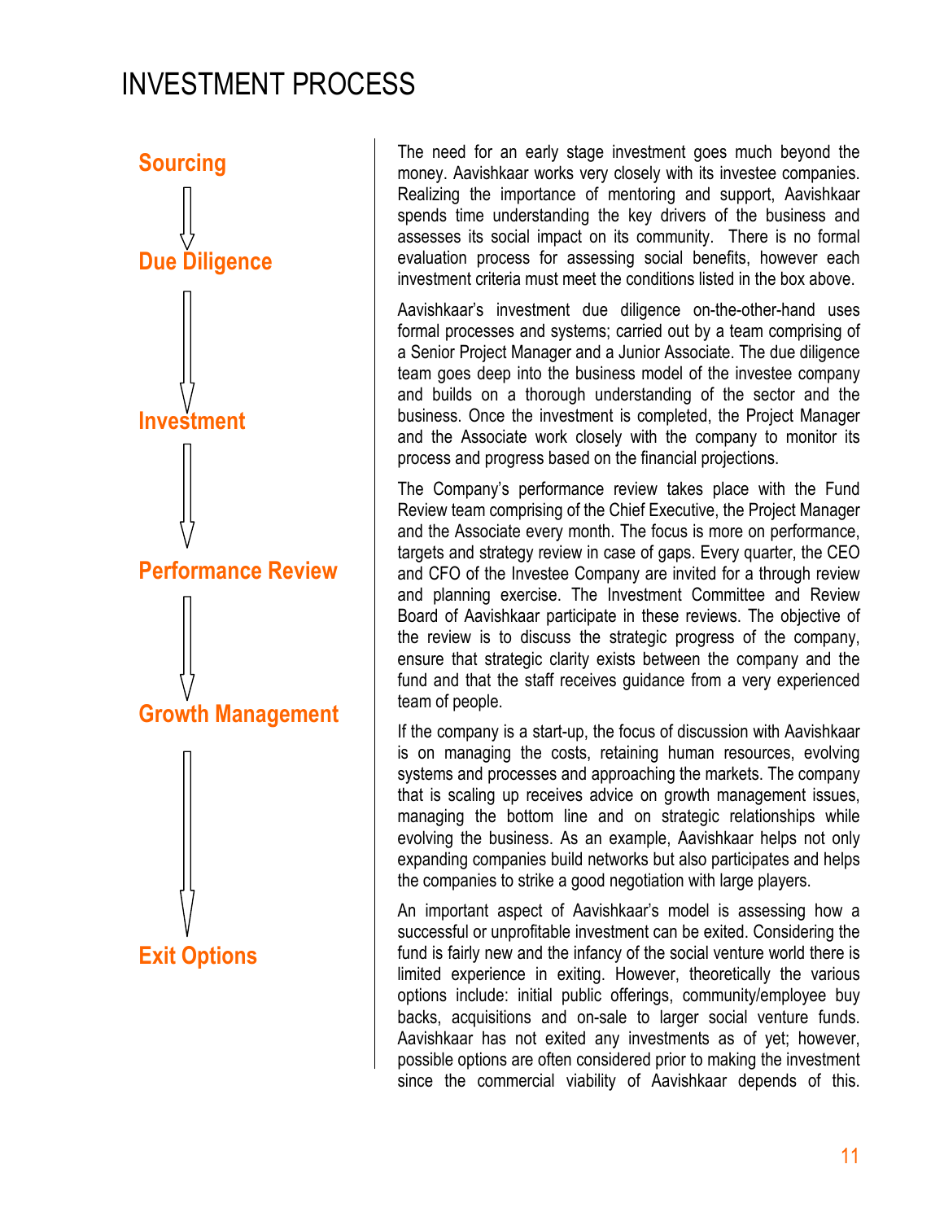# INVESTMENT PROCESS

**Sourcing**

↓

**Due Diligence**

↓

**Investment**

↓

**Performance Review**

↓

**Growth Management**

↓

**Exit Options**

The need for an early stage investment goes much beyond the money. Aavishkaar works very closely with its investee companies. Realizing the importance of mentoring and support, Aavishkaar spends time understanding the key drivers of the business and assesses its social impact on its community. There is no formal evaluation process for assessing social benefits, however each investment criteria must meet the conditions listed in the box above.

Aavishkaar's investment due diligence on-the-other-hand uses formal processes and systems; carried out by a team comprising of a Senior Project Manager and a Junior Associate. The due diligence team goes deep into the business model of the investee company and builds on a thorough understanding of the sector and the business. Once the investment is completed, the Project Manager and the Associate work closely with the company to monitor its process and progress based on the financial projections.

The Company's performance review takes place with the Fund Review team comprising of the Chief Executive, the Project Manager and the Associate every month. The focus is more on performance, targets and strategy review in case of gaps. Every quarter, the CEO and CFO of the Investee Company are invited for a through review and planning exercise. The Investment Committee and Review Board of Aavishkaar participate in these reviews. The objective of the review is to discuss the strategic progress of the company, ensure that strategic clarity exists between the company and the fund and that the staff receives guidance from a very experienced team of people.

If the company is a start-up, the focus of discussion with Aavishkaar is on managing the costs, retaining human resources, evolving systems and processes and approaching the markets. The company that is scaling up receives advice on growth management issues, managing the bottom line and on strategic relationships while evolving the business. As an example, Aavishkaar helps not only expanding companies build networks but also participates and helps the companies to strike a good negotiation with large players.

An important aspect of Aavishkaar's model is assessing how a successful or unprofitable investment can be exited. Considering the fund is fairly new and the infancy of the social venture world there is limited experience in exiting. However, theoretically the various options include: initial public offerings, community/employee buy backs, acquisitions and on-sale to larger social venture funds. Aavishkaar has not exited any investments as of yet; however, possible options are often considered prior to making the investment since the commercial viability of Aavishkaar depends of this.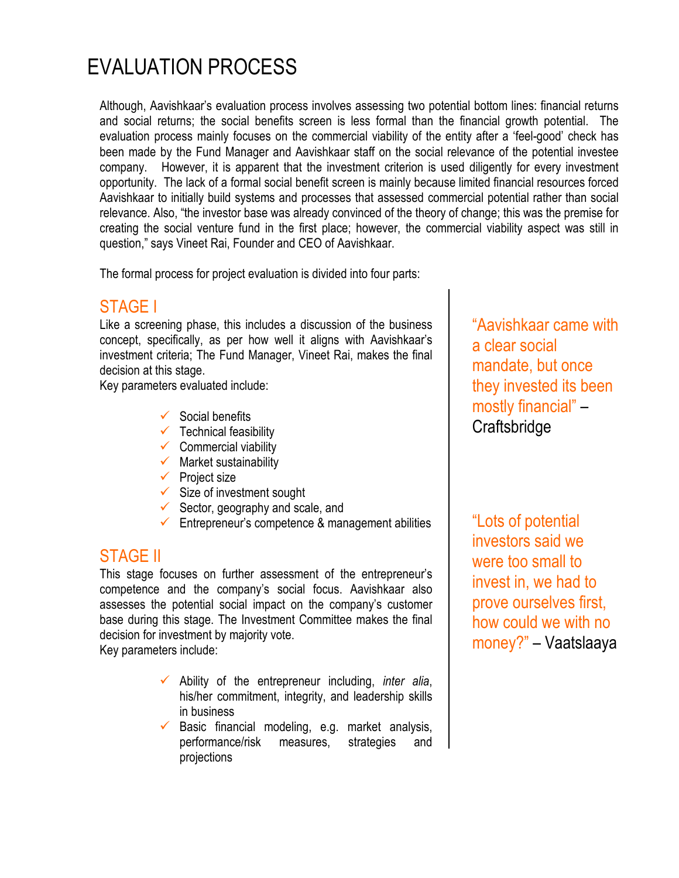# EVALUATION PROCESS

Although, Aavishkaar's evaluation process involves assessing two potential bottom lines: financial returns and social returns; the social benefits screen is less formal than the financial growth potential. The evaluation process mainly focuses on the commercial viability of the entity after a 'feel-good' check has been made by the Fund Manager and Aavishkaar staff on the social relevance of the potential investee company. However, it is apparent that the investment criterion is used diligently for every investment opportunity. The lack of a formal social benefit screen is mainly because limited financial resources forced Aavishkaar to initially build systems and processes that assessed commercial potential rather than social relevance. Also, "the investor base was already convinced of the theory of change; this was the premise for creating the social venture fund in the first place; however, the commercial viability aspect was still in question," says Vineet Rai, Founder and CEO of Aavishkaar.

The formal process for project evaluation is divided into four parts:

## STAGE I

Like a screening phase, this includes a discussion of the business concept, specifically, as per how well it aligns with Aavishkaar's investment criteria; The Fund Manager, Vineet Rai, makes the final decision at this stage.

Key parameters evaluated include:

- Social benefits
- Technical feasibility
- Commercial viability
- Market sustainability
- Project size
- Size of investment sought
- Sector, geography and scale, and
- Entrepreneur's competence & management abilities

## STAGE II

This stage focuses on further assessment of the entrepreneur's competence and the company's social focus. Aavishkaar also assesses the potential social impact on the company's customer base during this stage. The Investment Committee makes the final decision for investment by majority vote.

Key parameters include:

- Ability of the entrepreneur including, *inter alia*, his/her commitment, integrity, and leadership skills in business
- Basic financial modeling, e.g. market analysis, performance/risk measures, strategies and projections

"Aavishkaar came with a clear social mandate, but once they invested its been mostly financial" – Craftsbridge

"Lots of potential investors said we were too small to invest in, we had to prove ourselves first, how could we with no money?" – Vaatslaaya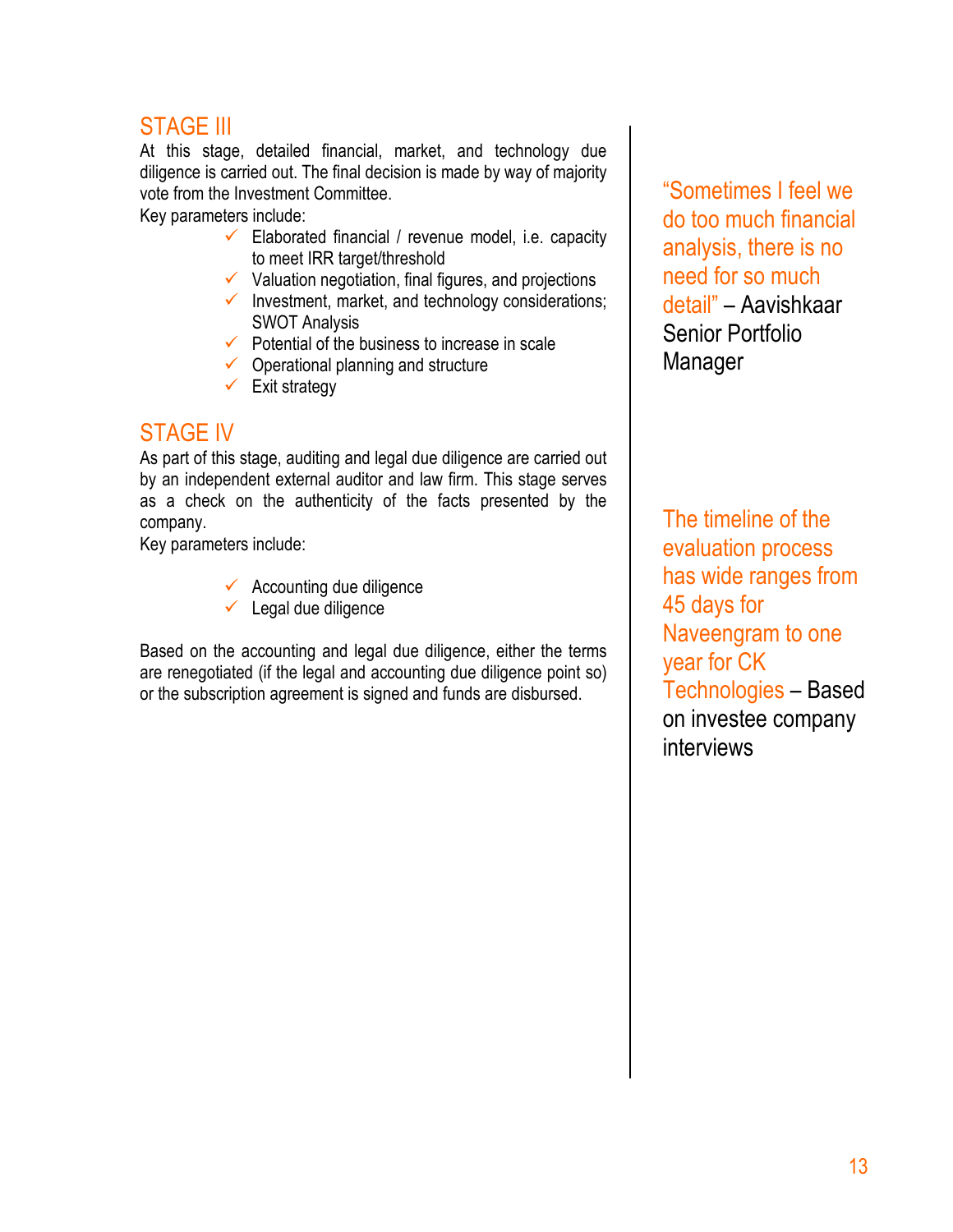## STAGE III

At this stage, detailed financial, market, and technology due diligence is carried out. The final decision is made by way of majority vote from the Investment Committee.

Key parameters include:

- ✓ Elaborated financial / revenue model, i.e. capacity to meet IRR target/threshold
- ✓ Valuation negotiation, final figures, and projections
- ✓ Investment, market, and technology considerations; SWOT Analysis
- ✓ Potential of the business to increase in scale
- ✓ Operational planning and structure
- ✓ Exit strategy

## STAGE IV

As part of this stage, auditing and legal due diligence are carried out by an independent external auditor and law firm. This stage serves as a check on the authenticity of the facts presented by the company.

Key parameters include:

- ✓ Accounting due diligence
- ✓ Legal due diligence

Based on the accounting and legal due diligence, either the terms are renegotiated (if the legal and accounting due diligence point so) or the subscription agreement is signed and funds are disbursed.

"Sometimes I feel we do too much financial analysis, there is no need for so much detail" – Aavishkaar Senior Portfolio Manager

The timeline of the evaluation process has wide ranges from 45 days for Naveengram to one year for CK Technologies – Based on investee company interviews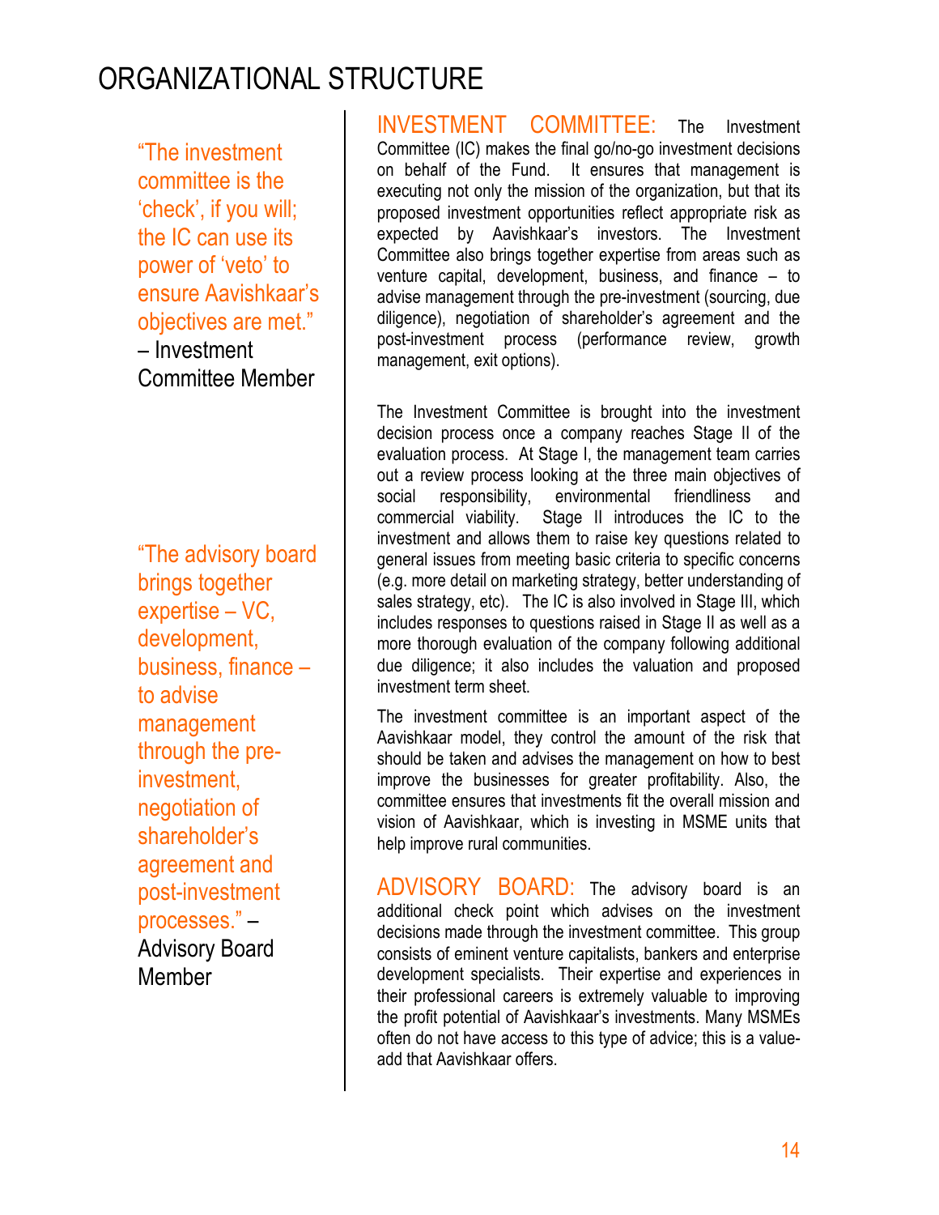# ORGANIZATIONAL STRUCTURE

> "The investment committee is the 'check', if you will; the IC can use its power of 'veto' to ensure Aavishkaar's objectives are met." – Investment Committee Member

**INVESTMENT COMMITTEE:** The Investment Committee (IC) makes the final go/no-go investment decisions on behalf of the Fund. It ensures that management is executing not only the mission of the organization, but that its proposed investment opportunities reflect appropriate risk as expected by Aavishkaar's investors. The Investment Committee also brings together expertise from areas such as venture capital, development, business, and finance – to advise management through the pre-investment (sourcing, due diligence), negotiation of shareholder's agreement and the post-investment process (performance review, growth management, exit options).

The Investment Committee is brought into the investment decision process once a company reaches Stage II of the evaluation process. At Stage I, the management team carries out a review process looking at the three main objectives of social responsibility, environmental friendliness and commercial viability. Stage II introduces the IC to the investment and allows them to raise key questions related to general issues from meeting basic criteria to specific concerns (e.g. more detail on marketing strategy, better understanding of sales strategy, etc). The IC is also involved in Stage III, which includes responses to questions raised in Stage II as well as a more thorough evaluation of the company following additional due diligence; it also includes the valuation and proposed investment term sheet.

The investment committee is an important aspect of the Aavishkaar model, they control the amount of the risk that should be taken and advises the management on how to best improve the businesses for greater profitability. Also, the committee ensures that investments fit the overall mission and vision of Aavishkaar, which is investing in MSME units that help improve rural communities.

> "The advisory board brings together expertise – VC, development, business, finance – to advise management through the pre-investment, negotiation of shareholder's agreement and post-investment processes." – Advisory Board Member

**ADVISORY BOARD:** The advisory board is an additional check point which advises on the investment decisions made through the investment committee. This group consists of eminent venture capitalists, bankers and enterprise development specialists. Their expertise and experiences in their professional careers is extremely valuable to improving the profit potential of Aavishkaar's investments. Many MSMEs often do not have access to this type of advice; this is a value-add that Aavishkaar offers.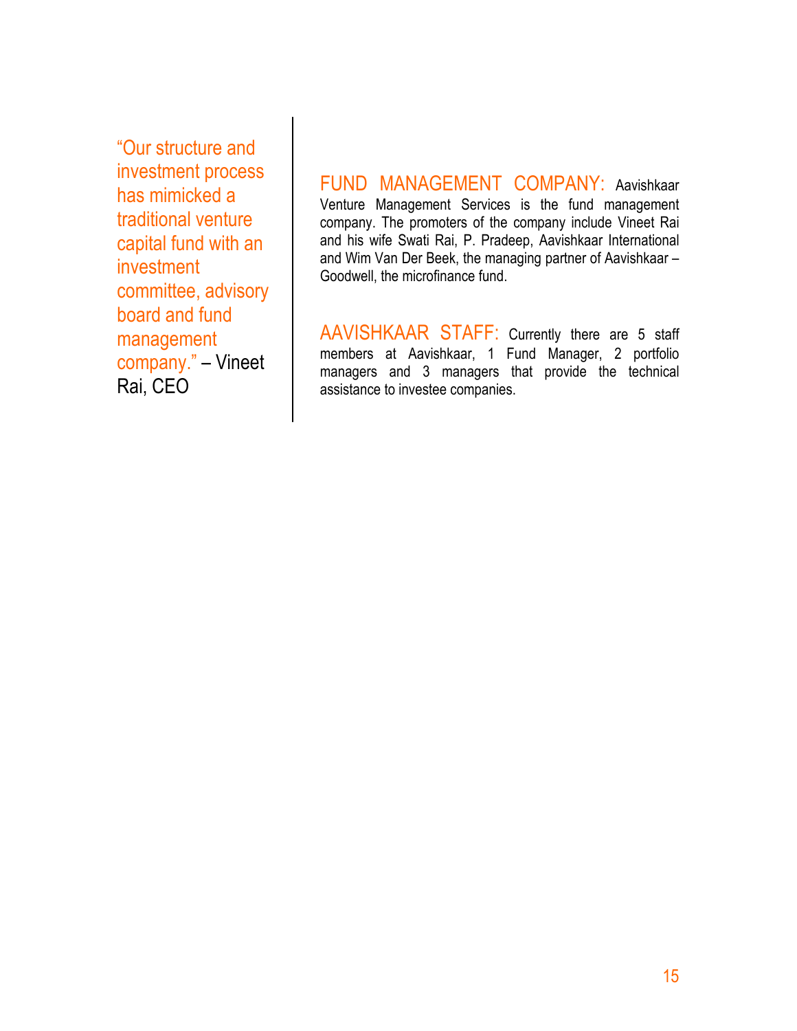"Our structure and investment process has mimicked a traditional venture capital fund with an investment committee, advisory board and fund management company." – Vineet Rai, CEO

**FUND MANAGEMENT COMPANY:** Aavishkaar Venture Management Services is the fund management company. The promoters of the company include Vineet Rai and his wife Swati Rai, P. Pradeep, Aavishkaar International and Wim Van Der Beek, the managing partner of Aavishkaar – Goodwell, the microfinance fund.

**AAVISHKAAR STAFF:** Currently there are 5 staff members at Aavishkaar, 1 Fund Manager, 2 portfolio managers and 3 managers that provide the technical assistance to investee companies.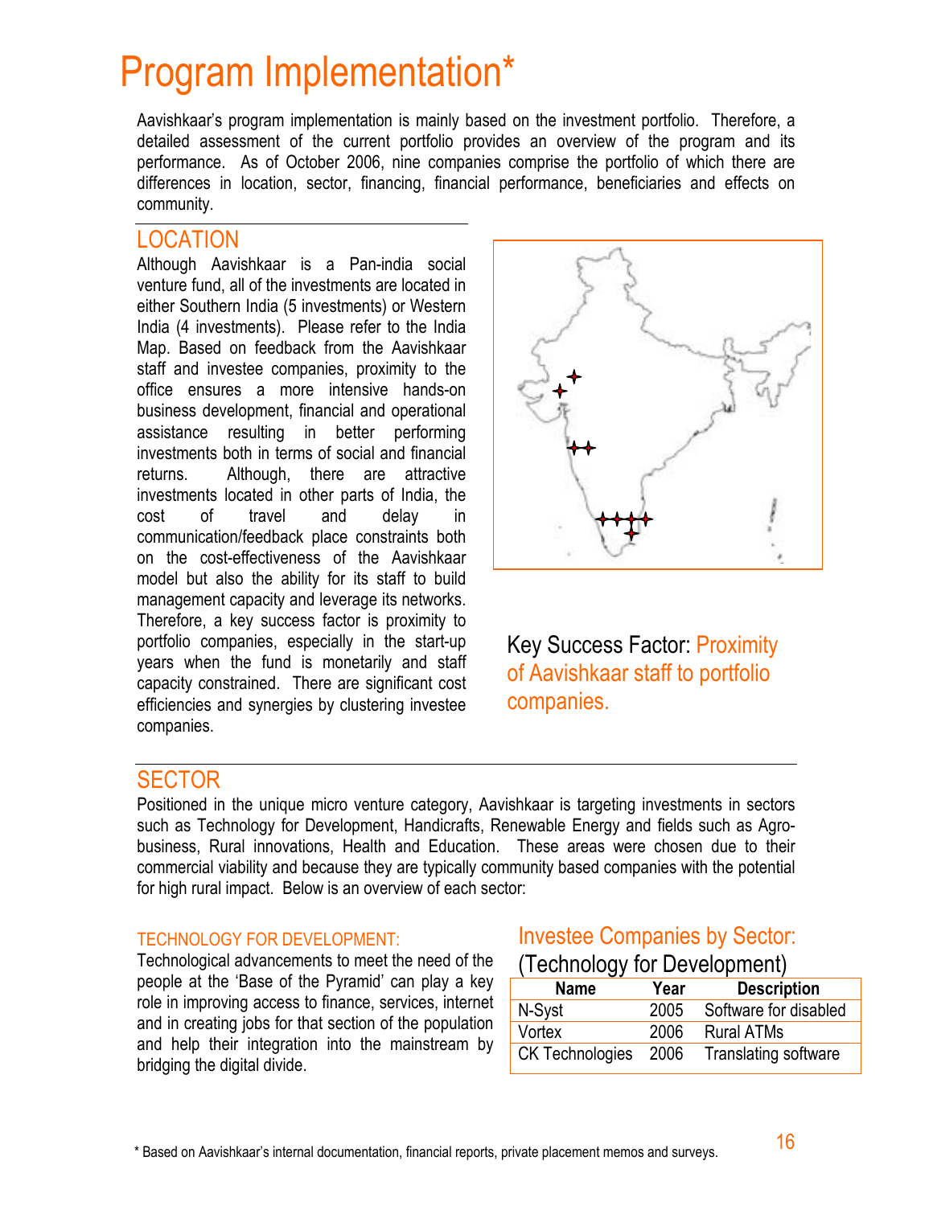# Program Implementation*

Aavishkaar's program implementation is mainly based on the investment portfolio. Therefore, a detailed assessment of the current portfolio provides an overview of the program and its performance. As of October 2006, nine companies comprise the portfolio of which there are differences in location, sector, financing, financial performance, beneficiaries and effects on community.

## LOCATION

Although Aavishkaar is a Pan-india social venture fund, all of the investments are located in either Southern India (5 investments) or Western India (4 investments). Please refer to the India Map. Based on feedback from the Aavishkaar staff and investee companies, proximity to the office ensures a more intensive hands-on business development, financial and operational assistance resulting in better performing investments both in terms of social and financial returns. Although, there are attractive investments located in other parts of India, the cost of travel and delay in communication/feedback place constraints both on the cost-effectiveness of the Aavishkaar model but also the ability for its staff to build management capacity and leverage its networks. Therefore, a key success factor is proximity to portfolio companies, especially in the start-up years when the fund is monetarily and staff capacity constrained. There are significant cost efficiencies and synergies by clustering investee companies.

Key Success Factor: Proximity of Aavishkaar staff to portfolio companies.

## SECTOR

Positioned in the unique micro venture category, Aavishkaar is targeting investments in sectors such as Technology for Development, Handicrafts, Renewable Energy and fields such as Agro-business, Rural innovations, Health and Education. These areas were chosen due to their commercial viability and because they are typically community based companies with the potential for high rural impact. Below is an overview of each sector:

### TECHNOLOGY FOR DEVELOPMENT:

Technological advancements to meet the need of the people at the 'Base of the Pyramid' can play a key role in improving access to finance, services, internet and in creating jobs for that section of the population and help their integration into the mainstream by bridging the digital divide.

Investee Companies by Sector: (Technology for Development)

| Name | Year | Description |
|---|---|---|
| N-Syst | 2005 | Software for disabled |
| Vortex | 2006 | Rural ATMs |
| CK Technologies | 2006 | Translating software |

* Based on Aavishkaar's internal documentation, financial reports, private placement memos and surveys.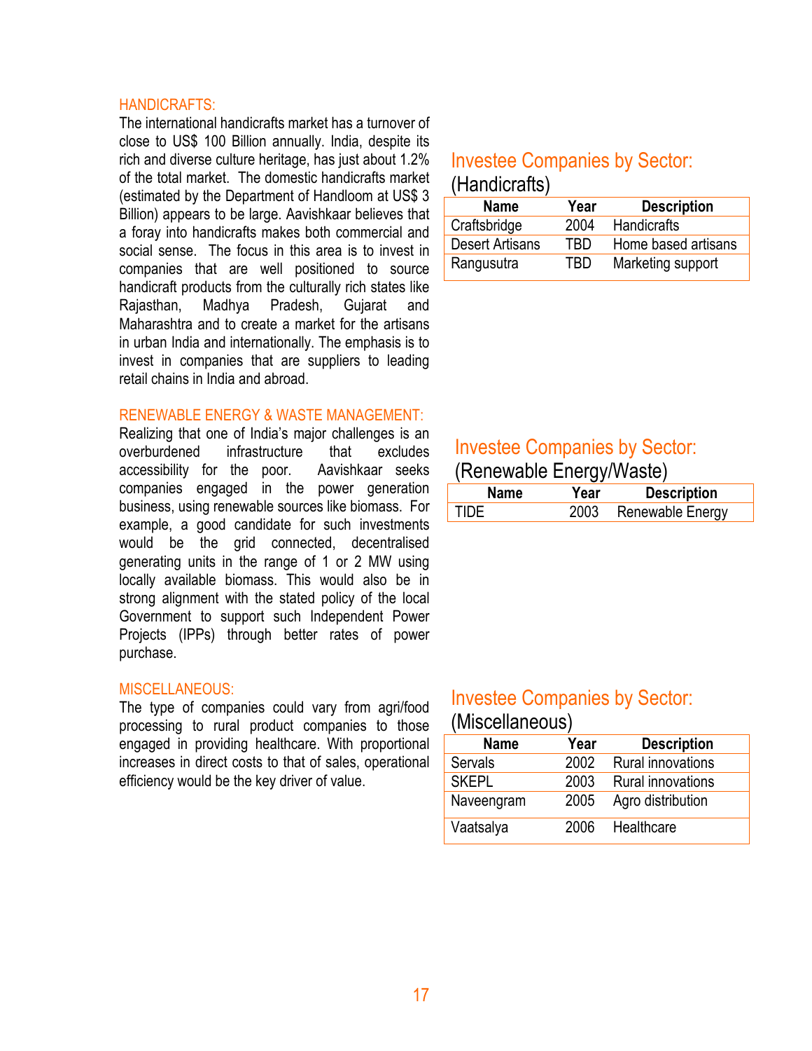## HANDICRAFTS:

The international handicrafts market has a turnover of close to US$ 100 Billion annually. India, despite its rich and diverse culture heritage, has just about 1.2% of the total market. The domestic handicrafts market (estimated by the Department of Handloom at US$ 3 Billion) appears to be large. Aavishkaar believes that a foray into handicrafts makes both commercial and social sense. The focus in this area is to invest in companies that are well positioned to source handicraft products from the culturally rich states like Rajasthan, Madhya Pradesh, Gujarat and Maharashtra and to create a market for the artisans in urban India and internationally. The emphasis is to invest in companies that are suppliers to leading retail chains in India and abroad.

### Investee Companies by Sector: (Handicrafts)

| Name | Year | Description |
|---|---|---|
| Craftsbridge | 2004 | Handicrafts |
| Desert Artisans | TBD | Home based artisans |
| Rangusutra | TBD | Marketing support |

## RENEWABLE ENERGY & WASTE MANAGEMENT:

Realizing that one of India's major challenges is an overburdened infrastructure that excludes accessibility for the poor. Aavishkaar seeks companies engaged in the power generation business, using renewable sources like biomass. For example, a good candidate for such investments would be the grid connected, decentralised generating units in the range of 1 or 2 MW using locally available biomass. This would also be in strong alignment with the stated policy of the local Government to support such Independent Power Projects (IPPs) through better rates of power purchase.

### Investee Companies by Sector: (Renewable Energy/Waste)

| Name | Year | Description |
|---|---|---|
| TIDE | 2003 | Renewable Energy |

## MISCELLANEOUS:

The type of companies could vary from agri/food processing to rural product companies to those engaged in providing healthcare. With proportional increases in direct costs to that of sales, operational efficiency would be the key driver of value.

### Investee Companies by Sector: (Miscellaneous)

| Name | Year | Description |
|---|---|---|
| Servals | 2002 | Rural innovations |
| SKEPL | 2003 | Rural innovations |
| Naveengram | 2005 | Agro distribution |
| Vaatsalya | 2006 | Healthcare |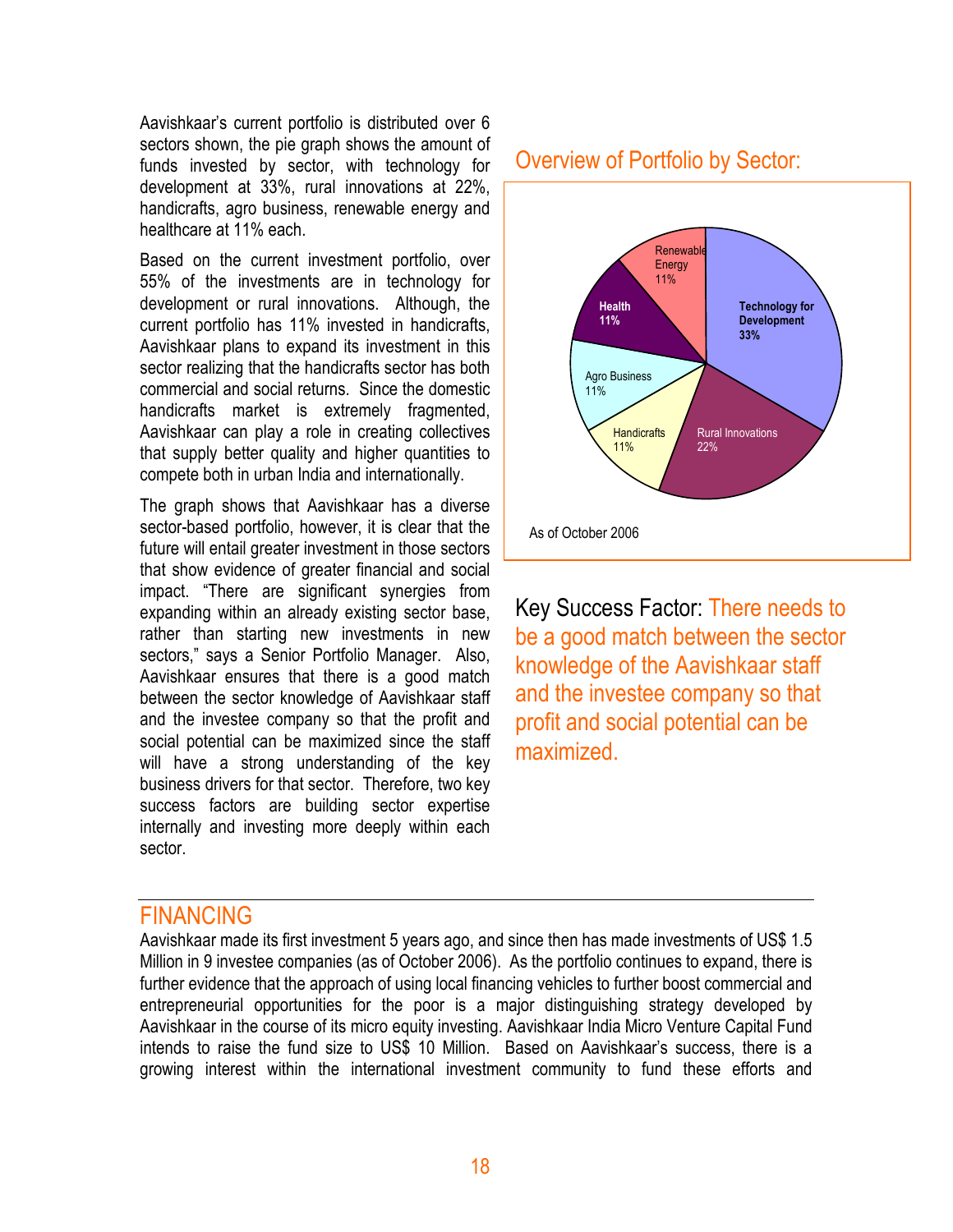Aavishkaar's current portfolio is distributed over 6 sectors shown, the pie graph shows the amount of funds invested by sector, with technology for development at 33%, rural innovations at 22%, handicrafts, agro business, renewable energy and healthcare at 11% each.

Based on the current investment portfolio, over 55% of the investments are in technology for development or rural innovations. Although, the current portfolio has 11% invested in handicrafts, Aavishkaar plans to expand its investment in this sector realizing that the handicrafts sector has both commercial and social returns. Since the domestic handicrafts market is extremely fragmented, Aavishkaar can play a role in creating collectives that supply better quality and higher quantities to compete both in urban India and internationally.

The graph shows that Aavishkaar has a diverse sector-based portfolio, however, it is clear that the future will entail greater investment in those sectors that show evidence of greater financial and social impact. "There are significant synergies from expanding within an already existing sector base, rather than starting new investments in new sectors," says a Senior Portfolio Manager. Also, Aavishkaar ensures that there is a good match between the sector knowledge of Aavishkaar staff and the investee company so that the profit and social potential can be maximized since the staff will have a strong understanding of the key business drivers for that sector. Therefore, two key success factors are building sector expertise internally and investing more deeply within each sector.

## Overview of Portfolio by Sector:

| Sector | Share |
|---|---|
| Technology for Development | 33% |
| Rural Innovations | 22% |
| Handicrafts | 11% |
| Agro Business | 11% |
| Health | 11% |
| Renewable Energy | 11% |

As of October 2006

Key Success Factor: There needs to be a good match between the sector knowledge of the Aavishkaar staff and the investee company so that profit and social potential can be maximized.

## FINANCING

Aavishkaar made its first investment 5 years ago, and since then has made investments of US$ 1.5 Million in 9 investee companies (as of October 2006). As the portfolio continues to expand, there is further evidence that the approach of using local financing vehicles to further boost commercial and entrepreneurial opportunities for the poor is a major distinguishing strategy developed by Aavishkaar in the course of its micro equity investing. Aavishkaar India Micro Venture Capital Fund intends to raise the fund size to US$ 10 Million. Based on Aavishkaar's success, there is a growing interest within the international investment community to fund these efforts and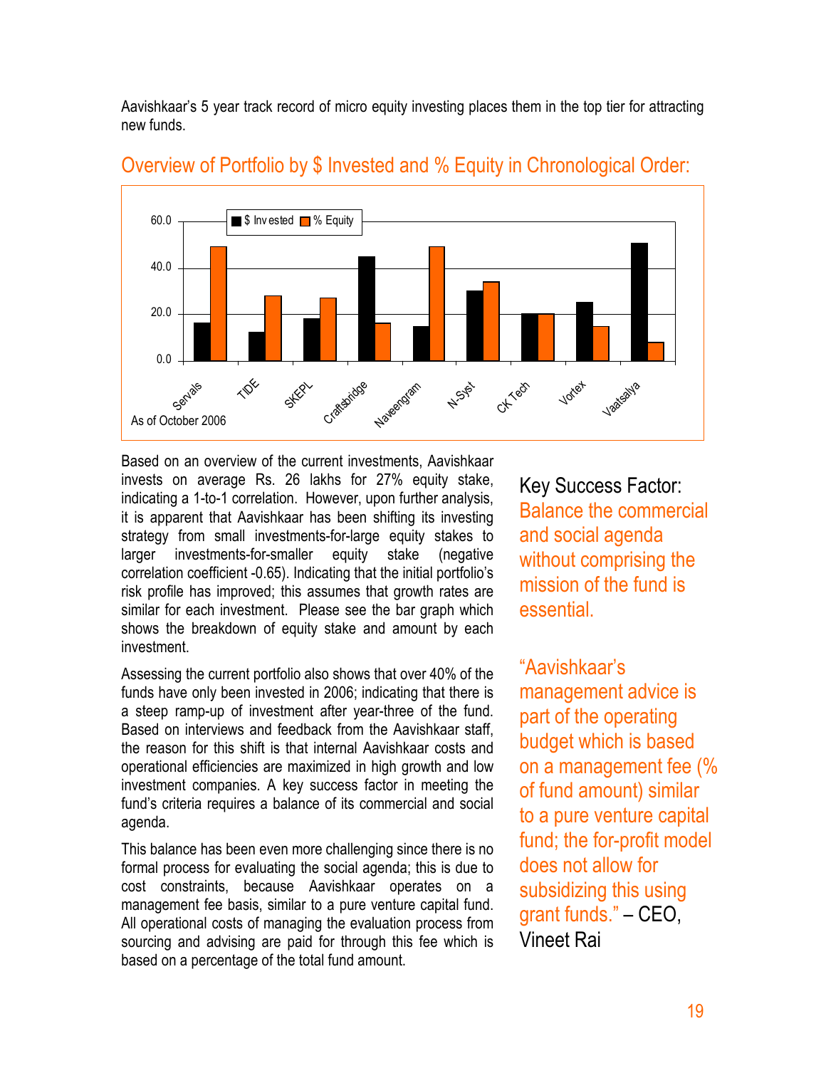Aavishkaar's 5 year track record of micro equity investing places them in the top tier for attracting new funds.

## Overview of Portfolio by $ Invested and % Equity in Chronological Order:

As of October 2006

Based on an overview of the current investments, Aavishkaar invests on average Rs. 26 lakhs for 27% equity stake, indicating a 1-to-1 correlation. However, upon further analysis, it is apparent that Aavishkaar has been shifting its investing strategy from small investments-for-large equity stakes to larger investments-for-smaller equity stake (negative correlation coefficient -0.65). Indicating that the initial portfolio's risk profile has improved; this assumes that growth rates are similar for each investment. Please see the bar graph which shows the breakdown of equity stake and amount by each investment.

Assessing the current portfolio also shows that over 40% of the funds have only been invested in 2006; indicating that there is a steep ramp-up of investment after year-three of the fund. Based on interviews and feedback from the Aavishkaar staff, the reason for this shift is that internal Aavishkaar costs and operational efficiencies are maximized in high growth and low investment companies. A key success factor in meeting the fund's criteria requires a balance of its commercial and social agenda.

This balance has been even more challenging since there is no formal process for evaluating the social agenda; this is due to cost constraints, because Aavishkaar operates on a management fee basis, similar to a pure venture capital fund. All operational costs of managing the evaluation process from sourcing and advising are paid for through this fee which is based on a percentage of the total fund amount.

Key Success Factor: Balance the commercial and social agenda without comprising the mission of the fund is essential.

"Aavishkaar's management advice is part of the operating budget which is based on a management fee (% of fund amount) similar to a pure venture capital fund; the for-profit model does not allow for subsidizing this using grant funds." – CEO, Vineet Rai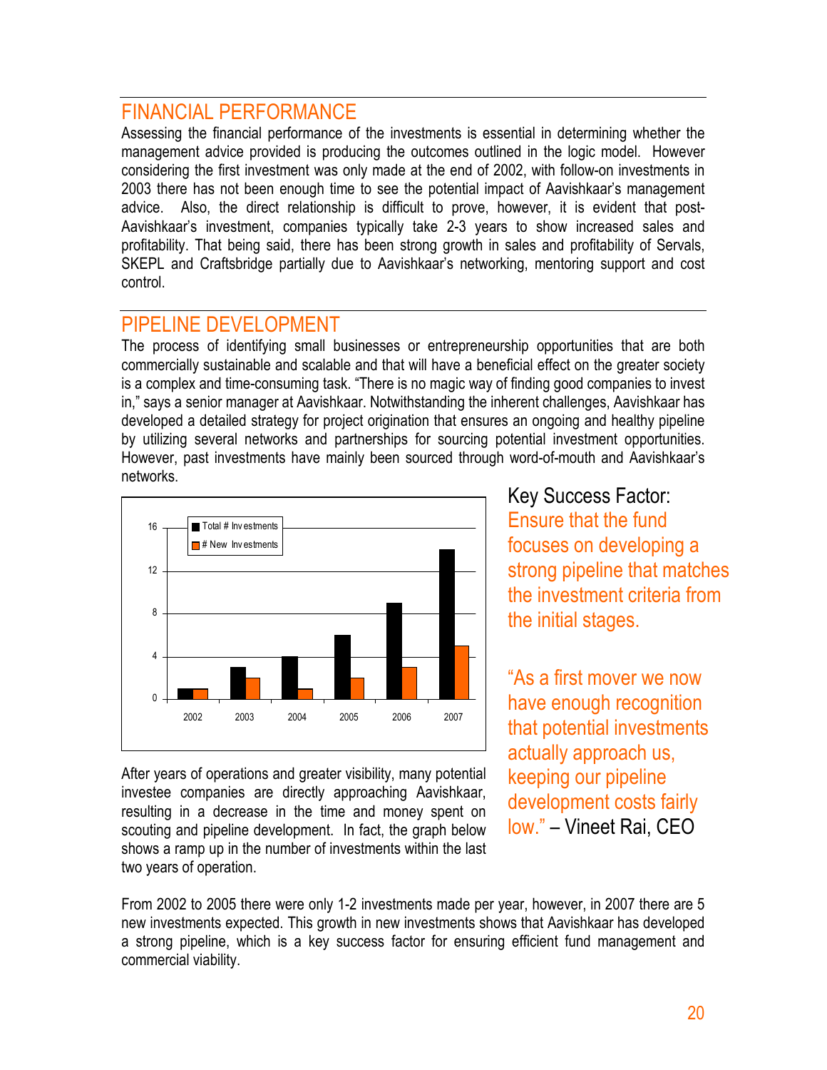## FINANCIAL PERFORMANCE

Assessing the financial performance of the investments is essential in determining whether the management advice provided is producing the outcomes outlined in the logic model. However considering the first investment was only made at the end of 2002, with follow-on investments in 2003 there has not been enough time to see the potential impact of Aavishkaar's management advice. Also, the direct relationship is difficult to prove, however, it is evident that post-Aavishkaar's investment, companies typically take 2-3 years to show increased sales and profitability. That being said, there has been strong growth in sales and profitability of Servals, SKEPL and Craftsbridge partially due to Aavishkaar's networking, mentoring support and cost control.

## PIPELINE DEVELOPMENT

The process of identifying small businesses or entrepreneurship opportunities that are both commercially sustainable and scalable and that will have a beneficial effect on the greater society is a complex and time-consuming task. "There is no magic way of finding good companies to invest in," says a senior manager at Aavishkaar. Notwithstanding the inherent challenges, Aavishkaar has developed a detailed strategy for project origination that ensures an ongoing and healthy pipeline by utilizing several networks and partnerships for sourcing potential investment opportunities. However, past investments have mainly been sourced through word-of-mouth and Aavishkaar's networks.

| Year | Total # Investments | # New Investments |
|---|---|---|
| 2002 | 1 | 1 |
| 2003 | 3 | 2 |
| 2004 | 4 | 1 |
| 2005 | 6 | 2 |
| 2006 | 9 | 3 |
| 2007 | 14 | 5 |

Key Success Factor: Ensure that the fund focuses on developing a strong pipeline that matches the investment criteria from the initial stages.

"As a first mover we now have enough recognition that potential investments actually approach us, keeping our pipeline development costs fairly low." – Vineet Rai, CEO

After years of operations and greater visibility, many potential investee companies are directly approaching Aavishkaar, resulting in a decrease in the time and money spent on scouting and pipeline development. In fact, the graph below shows a ramp up in the number of investments within the last two years of operation.

From 2002 to 2005 there were only 1-2 investments made per year, however, in 2007 there are 5 new investments expected. This growth in new investments shows that Aavishkaar has developed a strong pipeline, which is a key success factor for ensuring efficient fund management and commercial viability.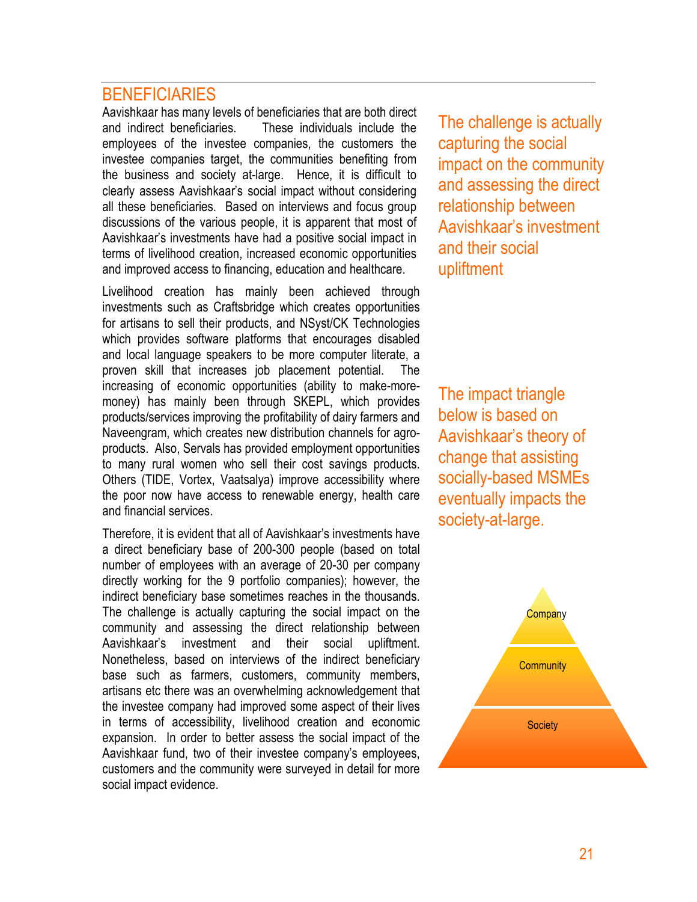## BENEFICIARIES

Aavishkaar has many levels of beneficiaries that are both direct and indirect beneficiaries. These individuals include the employees of the investee companies, the customers the investee companies target, the communities benefiting from the business and society at-large. Hence, it is difficult to clearly assess Aavishkaar's social impact without considering all these beneficiaries. Based on interviews and focus group discussions of the various people, it is apparent that most of Aavishkaar's investments have had a positive social impact in terms of livelihood creation, increased economic opportunities and improved access to financing, education and healthcare.

Livelihood creation has mainly been achieved through investments such as Craftsbridge which creates opportunities for artisans to sell their products, and NSyst/CK Technologies which provides software platforms that encourages disabled and local language speakers to be more computer literate, a proven skill that increases job placement potential. The increasing of economic opportunities (ability to make-more-money) has mainly been through SKEPL, which provides products/services improving the profitability of dairy farmers and Naveengram, which creates new distribution channels for agro-products. Also, Servals has provided employment opportunities to many rural women who sell their cost savings products. Others (TIDE, Vortex, Vaatsalya) improve accessibility where the poor now have access to renewable energy, health care and financial services.

Therefore, it is evident that all of Aavishkaar's investments have a direct beneficiary base of 200-300 people (based on total number of employees with an average of 20-30 per company directly working for the 9 portfolio companies); however, the indirect beneficiary base sometimes reaches in the thousands. The challenge is actually capturing the social impact on the community and assessing the direct relationship between Aavishkaar's investment and their social upliftment. Nonetheless, based on interviews of the indirect beneficiary base such as farmers, customers, community members, artisans etc there was an overwhelming acknowledgement that the investee company had improved some aspect of their lives in terms of accessibility, livelihood creation and economic expansion. In order to better assess the social impact of the Aavishkaar fund, two of their investee company's employees, customers and the community were surveyed in detail for more social impact evidence.

> The challenge is actually capturing the social impact on the community and assessing the direct relationship between Aavishkaar's investment and their social upliftment

> The impact triangle below is based on Aavishkaar's theory of change that assisting socially-based MSMEs eventually impacts the society-at-large.

Company

Community

Society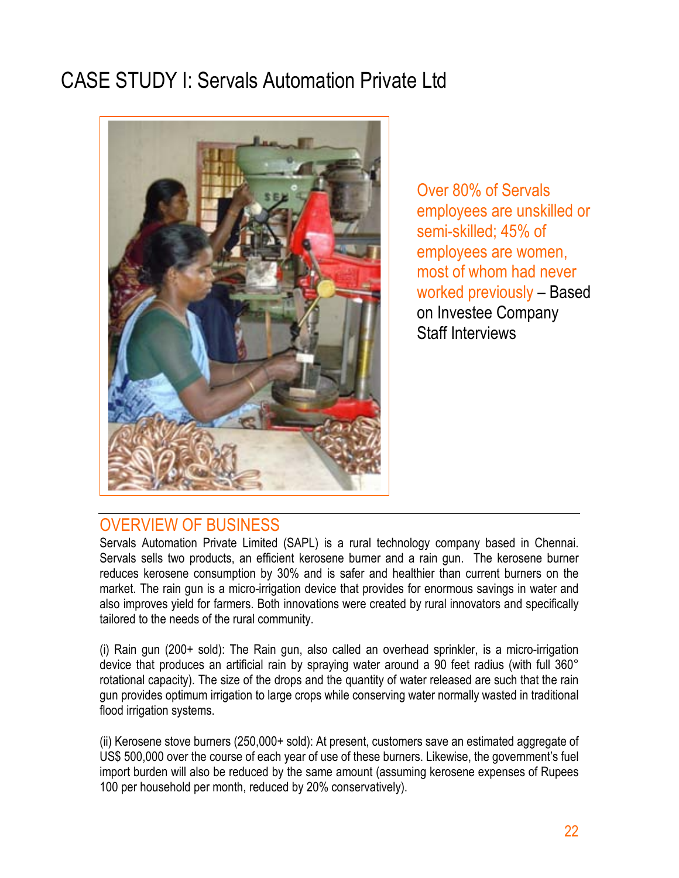# CASE STUDY I: Servals Automation Private Ltd

Over 80% of Servals employees are unskilled or semi-skilled; 45% of employees are women, most of whom had never worked previously – Based on Investee Company Staff Interviews

## OVERVIEW OF BUSINESS

Servals Automation Private Limited (SAPL) is a rural technology company based in Chennai. Servals sells two products, an efficient kerosene burner and a rain gun. The kerosene burner reduces kerosene consumption by 30% and is safer and healthier than current burners on the market. The rain gun is a micro-irrigation device that provides for enormous savings in water and also improves yield for farmers. Both innovations were created by rural innovators and specifically tailored to the needs of the rural community.

(i) Rain gun (200+ sold): The Rain gun, also called an overhead sprinkler, is a micro-irrigation device that produces an artificial rain by spraying water around a 90 feet radius (with full 360° rotational capacity). The size of the drops and the quantity of water released are such that the rain gun provides optimum irrigation to large crops while conserving water normally wasted in traditional flood irrigation systems.

(ii) Kerosene stove burners (250,000+ sold): At present, customers save an estimated aggregate of US$ 500,000 over the course of each year of use of these burners. Likewise, the government's fuel import burden will also be reduced by the same amount (assuming kerosene expenses of Rupees 100 per household per month, reduced by 20% conservatively).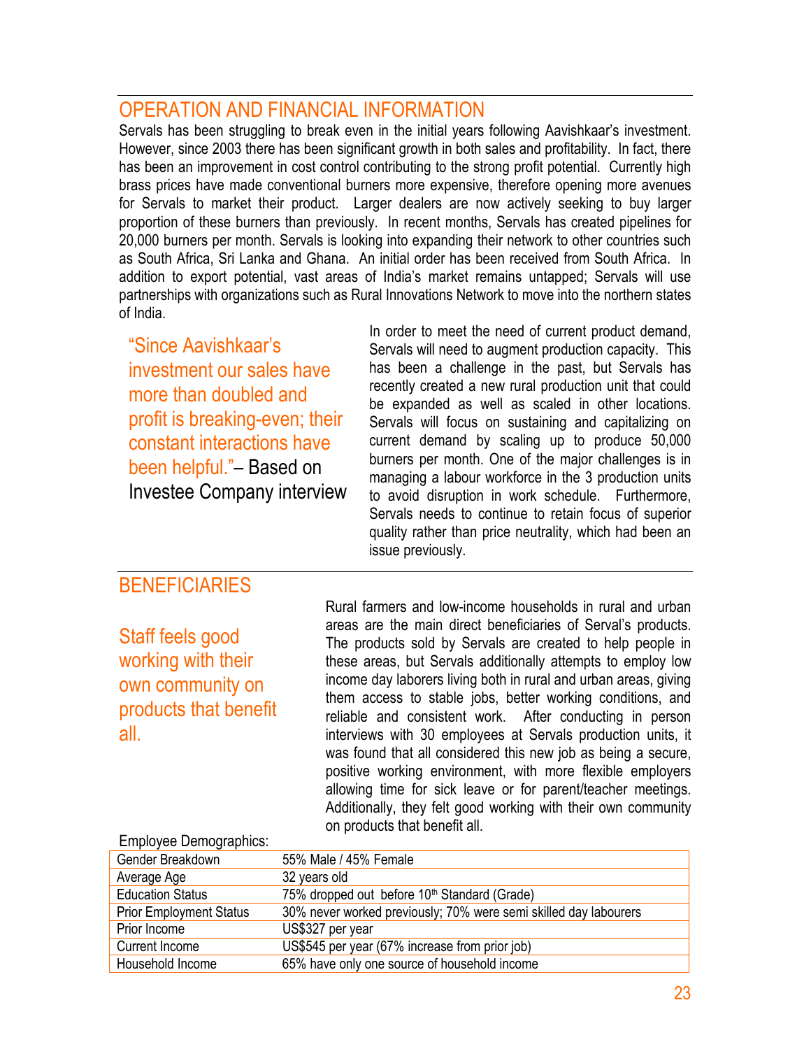## OPERATION AND FINANCIAL INFORMATION

Servals has been struggling to break even in the initial years following Aavishkaar's investment. However, since 2003 there has been significant growth in both sales and profitability. In fact, there has been an improvement in cost control contributing to the strong profit potential. Currently high brass prices have made conventional burners more expensive, therefore opening more avenues for Servals to market their product. Larger dealers are now actively seeking to buy larger proportion of these burners than previously. In recent months, Servals has created pipelines for 20,000 burners per month. Servals is looking into expanding their network to other countries such as South Africa, Sri Lanka and Ghana. An initial order has been received from South Africa. In addition to export potential, vast areas of India's market remains untapped; Servals will use partnerships with organizations such as Rural Innovations Network to move into the northern states of India.

> "Since Aavishkaar's investment our sales have more than doubled and profit is breaking-even; their constant interactions have been helpful."– Based on Investee Company interview

In order to meet the need of current product demand, Servals will need to augment production capacity. This has been a challenge in the past, but Servals has recently created a new rural production unit that could be expanded as well as scaled in other locations. Servals will focus on sustaining and capitalizing on current demand by scaling up to produce 50,000 burners per month. One of the major challenges is in managing a labour workforce in the 3 production units to avoid disruption in work schedule. Furthermore, Servals needs to continue to retain focus of superior quality rather than price neutrality, which had been an issue previously.

## BENEFICIARIES

> Staff feels good working with their own community on products that benefit all.

Rural farmers and low-income households in rural and urban areas are the main direct beneficiaries of Serval's products. The products sold by Servals are created to help people in these areas, but Servals additionally attempts to employ low income day laborers living both in rural and urban areas, giving them access to stable jobs, better working conditions, and reliable and consistent work. After conducting in person interviews with 30 employees at Servals production units, it was found that all considered this new job as being a secure, positive working environment, with more flexible employers allowing time for sick leave or for parent/teacher meetings. Additionally, they felt good working with their own community on products that benefit all.

Employee Demographics:

| | |
|---|---|
| Gender Breakdown | 55% Male / 45% Female |
| Average Age | 32 years old |
| Education Status | 75% dropped out before 10th Standard (Grade) |
| Prior Employment Status | 30% never worked previously; 70% were semi skilled day labourers |
| Prior Income | US$327 per year |
| Current Income | US$545 per year (67% increase from prior job) |
| Household Income | 65% have only one source of household income |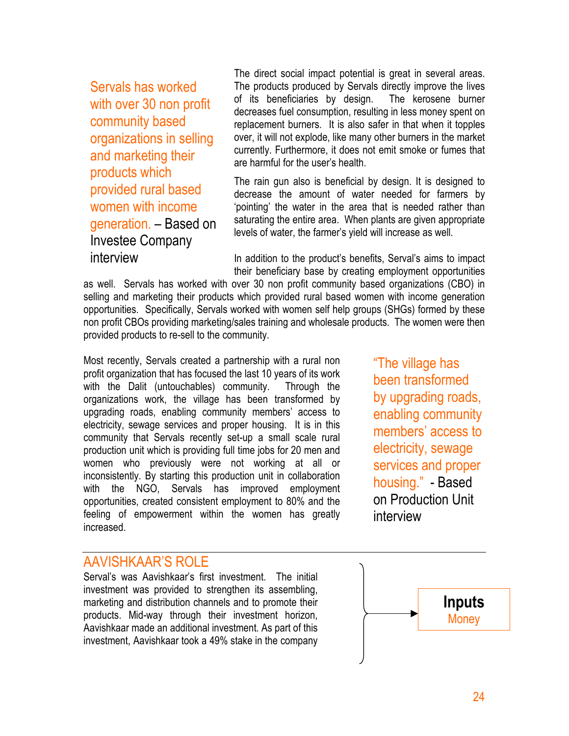> Servals has worked with over 30 non profit community based organizations in selling and marketing their products which provided rural based women with income generation. – Based on Investee Company interview

The direct social impact potential is great in several areas. The products produced by Servals directly improve the lives of its beneficiaries by design. The kerosene burner decreases fuel consumption, resulting in less money spent on replacement burners. It is also safer in that when it topples over, it will not explode, like many other burners in the market currently. Furthermore, it does not emit smoke or fumes that are harmful for the user's health.

The rain gun also is beneficial by design. It is designed to decrease the amount of water needed for farmers by 'pointing' the water in the area that is needed rather than saturating the entire area. When plants are given appropriate levels of water, the farmer's yield will increase as well.

In addition to the product's benefits, Serval's aims to impact their beneficiary base by creating employment opportunities as well. Servals has worked with over 30 non profit community based organizations (CBO) in selling and marketing their products which provided rural based women with income generation opportunities. Specifically, Servals worked with women self help groups (SHGs) formed by these non profit CBOs providing marketing/sales training and wholesale products. The women were then provided products to re-sell to the community.

Most recently, Servals created a partnership with a rural non profit organization that has focused the last 10 years of its work with the Dalit (untouchables) community. Through the organizations work, the village has been transformed by upgrading roads, enabling community members' access to electricity, sewage services and proper housing. It is in this community that Servals recently set-up a small scale rural production unit which is providing full time jobs for 20 men and women who previously were not working at all or inconsistently. By starting this production unit in collaboration with the NGO, Servals has improved employment opportunities, created consistent employment to 80% and the feeling of empowerment within the women has greatly increased.

> "The village has been transformed by upgrading roads, enabling community members' access to electricity, sewage services and proper housing." - Based on Production Unit interview

## AAVISHKAAR'S ROLE

Serval's was Aavishkaar's first investment. The initial investment was provided to strengthen its assembling, marketing and distribution channels and to promote their products. Mid-way through their investment horizon, Aavishkaar made an additional investment. As part of this investment, Aavishkaar took a 49% stake in the company

**Inputs**
Money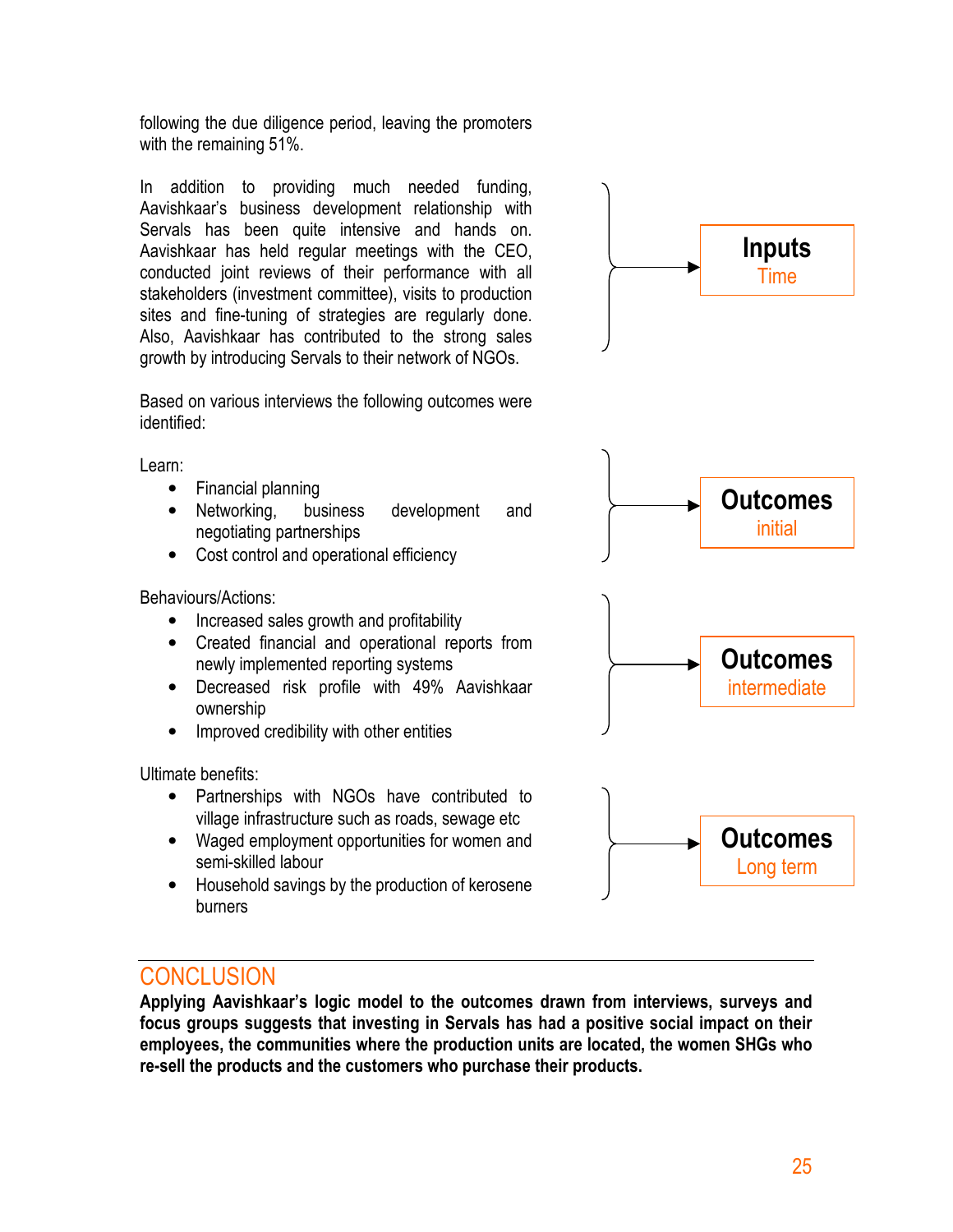following the due diligence period, leaving the promoters with the remaining 51%.

In addition to providing much needed funding, Aavishkaar's business development relationship with Servals has been quite intensive and hands on. Aavishkaar has held regular meetings with the CEO, conducted joint reviews of their performance with all stakeholders (investment committee), visits to production sites and fine-tuning of strategies are regularly done. Also, Aavishkaar has contributed to the strong sales growth by introducing Servals to their network of NGOs.

**Inputs**
Time

Based on various interviews the following outcomes were identified:

Learn:

- Financial planning
- Networking, business development and negotiating partnerships
- Cost control and operational efficiency

**Outcomes**
initial

Behaviours/Actions:

- Increased sales growth and profitability
- Created financial and operational reports from newly implemented reporting systems
- Decreased risk profile with 49% Aavishkaar ownership
- Improved credibility with other entities

**Outcomes**
intermediate

Ultimate benefits:

- Partnerships with NGOs have contributed to village infrastructure such as roads, sewage etc
- Waged employment opportunities for women and semi-skilled labour
- Household savings by the production of kerosene burners

**Outcomes**
Long term

## CONCLUSION

**Applying Aavishkaar's logic model to the outcomes drawn from interviews, surveys and focus groups suggests that investing in Servals has had a positive social impact on their employees, the communities where the production units are located, the women SHGs who re-sell the products and the customers who purchase their products.**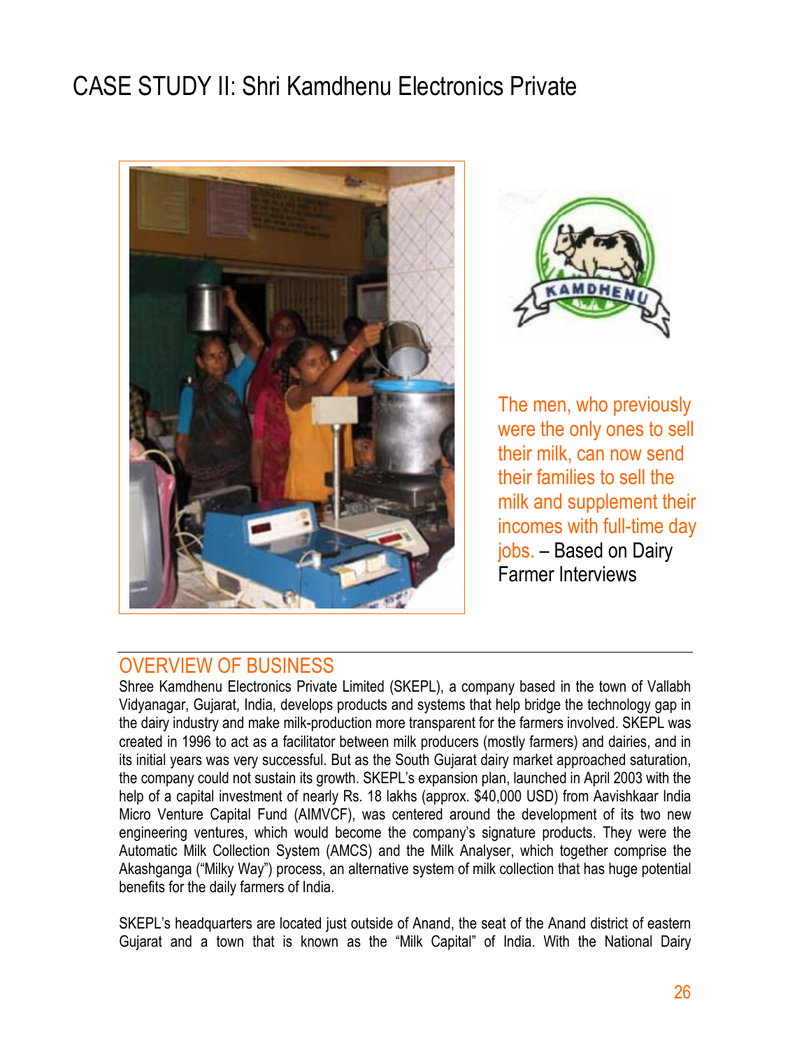# CASE STUDY II: Shri Kamdhenu Electronics Private

The men, who previously were the only ones to sell their milk, can now send their families to sell the milk and supplement their incomes with full-time day jobs. – Based on Dairy Farmer Interviews

## OVERVIEW OF BUSINESS

Shree Kamdhenu Electronics Private Limited (SKEPL), a company based in the town of Vallabh Vidyanagar, Gujarat, India, develops products and systems that help bridge the technology gap in the dairy industry and make milk-production more transparent for the farmers involved. SKEPL was created in 1996 to act as a facilitator between milk producers (mostly farmers) and dairies, and in its initial years was very successful. But as the South Gujarat dairy market approached saturation, the company could not sustain its growth. SKEPL's expansion plan, launched in April 2003 with the help of a capital investment of nearly Rs. 18 lakhs (approx. $40,000 USD) from Aavishkaar India Micro Venture Capital Fund (AIMVCF), was centered around the development of its two new engineering ventures, which would become the company's signature products. They were the Automatic Milk Collection System (AMCS) and the Milk Analyser, which together comprise the Akashganga ("Milky Way") process, an alternative system of milk collection that has huge potential benefits for the daily farmers of India.

SKEPL's headquarters are located just outside of Anand, the seat of the Anand district of eastern Gujarat and a town that is known as the "Milk Capital" of India. With the National Dairy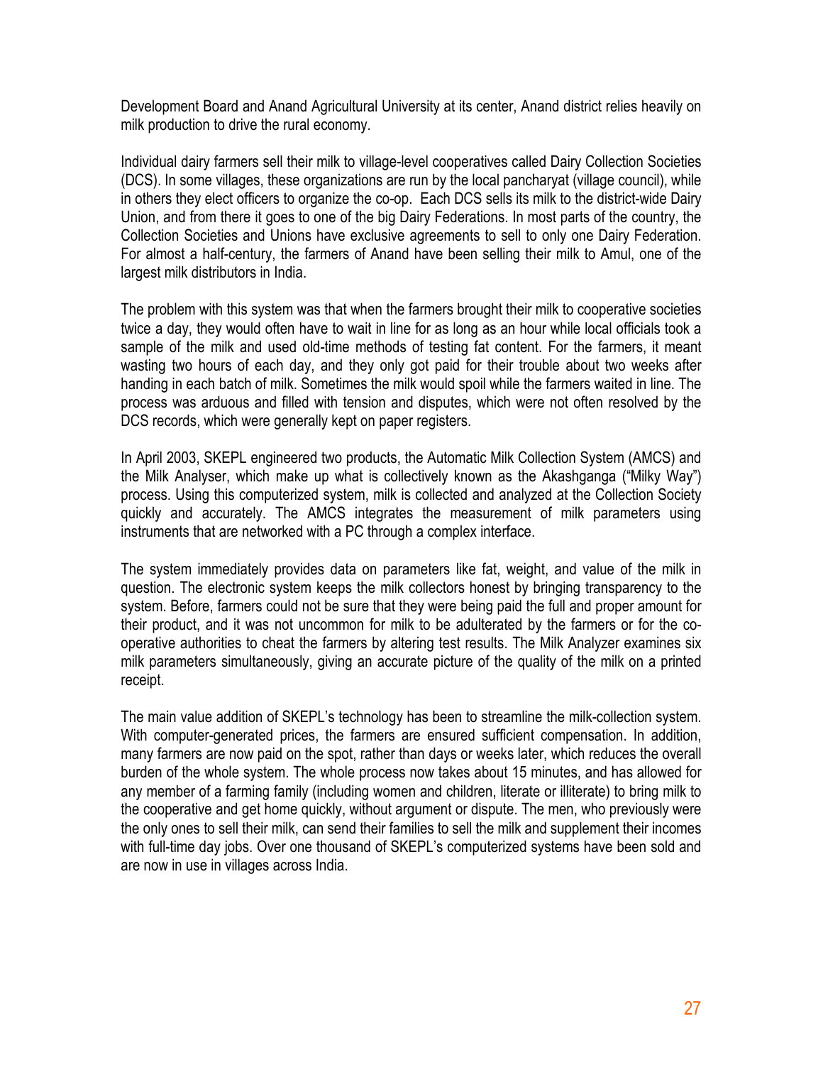Development Board and Anand Agricultural University at its center, Anand district relies heavily on milk production to drive the rural economy.

Individual dairy farmers sell their milk to village-level cooperatives called Dairy Collection Societies (DCS). In some villages, these organizations are run by the local pancharyat (village council), while in others they elect officers to organize the co-op. Each DCS sells its milk to the district-wide Dairy Union, and from there it goes to one of the big Dairy Federations. In most parts of the country, the Collection Societies and Unions have exclusive agreements to sell to only one Dairy Federation. For almost a half-century, the farmers of Anand have been selling their milk to Amul, one of the largest milk distributors in India.

The problem with this system was that when the farmers brought their milk to cooperative societies twice a day, they would often have to wait in line for as long as an hour while local officials took a sample of the milk and used old-time methods of testing fat content. For the farmers, it meant wasting two hours of each day, and they only got paid for their trouble about two weeks after handing in each batch of milk. Sometimes the milk would spoil while the farmers waited in line. The process was arduous and filled with tension and disputes, which were not often resolved by the DCS records, which were generally kept on paper registers.

In April 2003, SKEPL engineered two products, the Automatic Milk Collection System (AMCS) and the Milk Analyser, which make up what is collectively known as the Akashganga ("Milky Way") process. Using this computerized system, milk is collected and analyzed at the Collection Society quickly and accurately. The AMCS integrates the measurement of milk parameters using instruments that are networked with a PC through a complex interface.

The system immediately provides data on parameters like fat, weight, and value of the milk in question. The electronic system keeps the milk collectors honest by bringing transparency to the system. Before, farmers could not be sure that they were being paid the full and proper amount for their product, and it was not uncommon for milk to be adulterated by the farmers or for the co-operative authorities to cheat the farmers by altering test results. The Milk Analyzer examines six milk parameters simultaneously, giving an accurate picture of the quality of the milk on a printed receipt.

The main value addition of SKEPL's technology has been to streamline the milk-collection system. With computer-generated prices, the farmers are ensured sufficient compensation. In addition, many farmers are now paid on the spot, rather than days or weeks later, which reduces the overall burden of the whole system. The whole process now takes about 15 minutes, and has allowed for any member of a farming family (including women and children, literate or illiterate) to bring milk to the cooperative and get home quickly, without argument or dispute. The men, who previously were the only ones to sell their milk, can send their families to sell the milk and supplement their incomes with full-time day jobs. Over one thousand of SKEPL's computerized systems have been sold and are now in use in villages across India.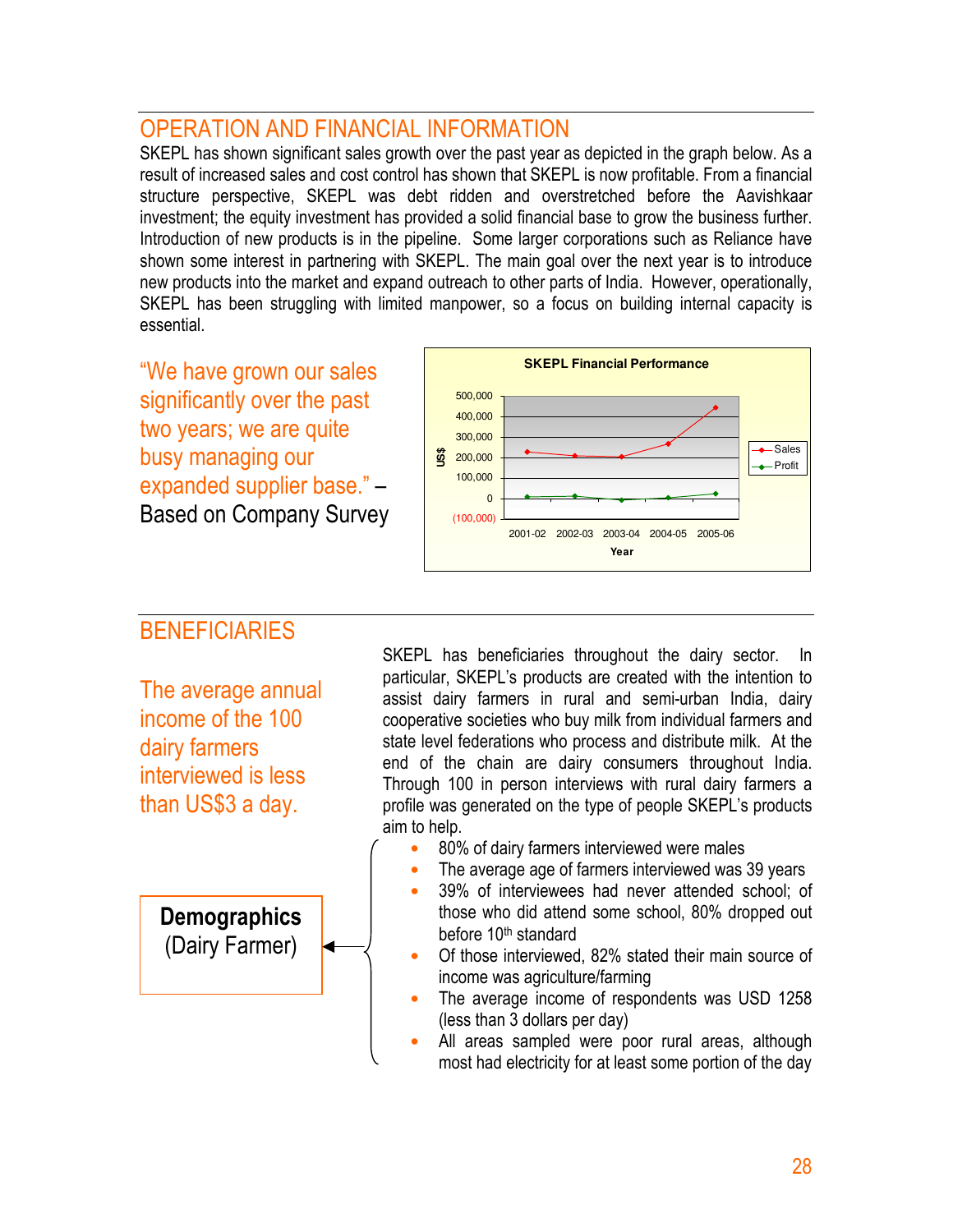## OPERATION AND FINANCIAL INFORMATION

SKEPL has shown significant sales growth over the past year as depicted in the graph below. As a result of increased sales and cost control has shown that SKEPL is now profitable. From a financial structure perspective, SKEPL was debt ridden and overstretched before the Aavishkaar investment; the equity investment has provided a solid financial base to grow the business further. Introduction of new products is in the pipeline. Some larger corporations such as Reliance have shown some interest in partnering with SKEPL. The main goal over the next year is to introduce new products into the market and expand outreach to other parts of India. However, operationally, SKEPL has been struggling with limited manpower, so a focus on building internal capacity is essential.

"We have grown our sales significantly over the past two years; we are quite busy managing our expanded supplier base." – Based on Company Survey

**SKEPL Financial Performance**

US$ (y-axis: (100,000) to 500,000); Year (x-axis: 2001-02 to 2005-06); Series: Sales, Profit

## BENEFICIARIES

The average annual income of the 100 dairy farmers interviewed is less than US$3 a day.

SKEPL has beneficiaries throughout the dairy sector. In particular, SKEPL's products are created with the intention to assist dairy farmers in rural and semi-urban India, dairy cooperative societies who buy milk from individual farmers and state level federations who process and distribute milk. At the end of the chain are dairy consumers throughout India. Through 100 in person interviews with rural dairy farmers a profile was generated on the type of people SKEPL's products aim to help.

**Demographics (Dairy Farmer)**

- 80% of dairy farmers interviewed were males
- The average age of farmers interviewed was 39 years
- 39% of interviewees had never attended school; of those who did attend some school, 80% dropped out before 10th standard
- Of those interviewed, 82% stated their main source of income was agriculture/farming
- The average income of respondents was USD 1258 (less than 3 dollars per day)
- All areas sampled were poor rural areas, although most had electricity for at least some portion of the day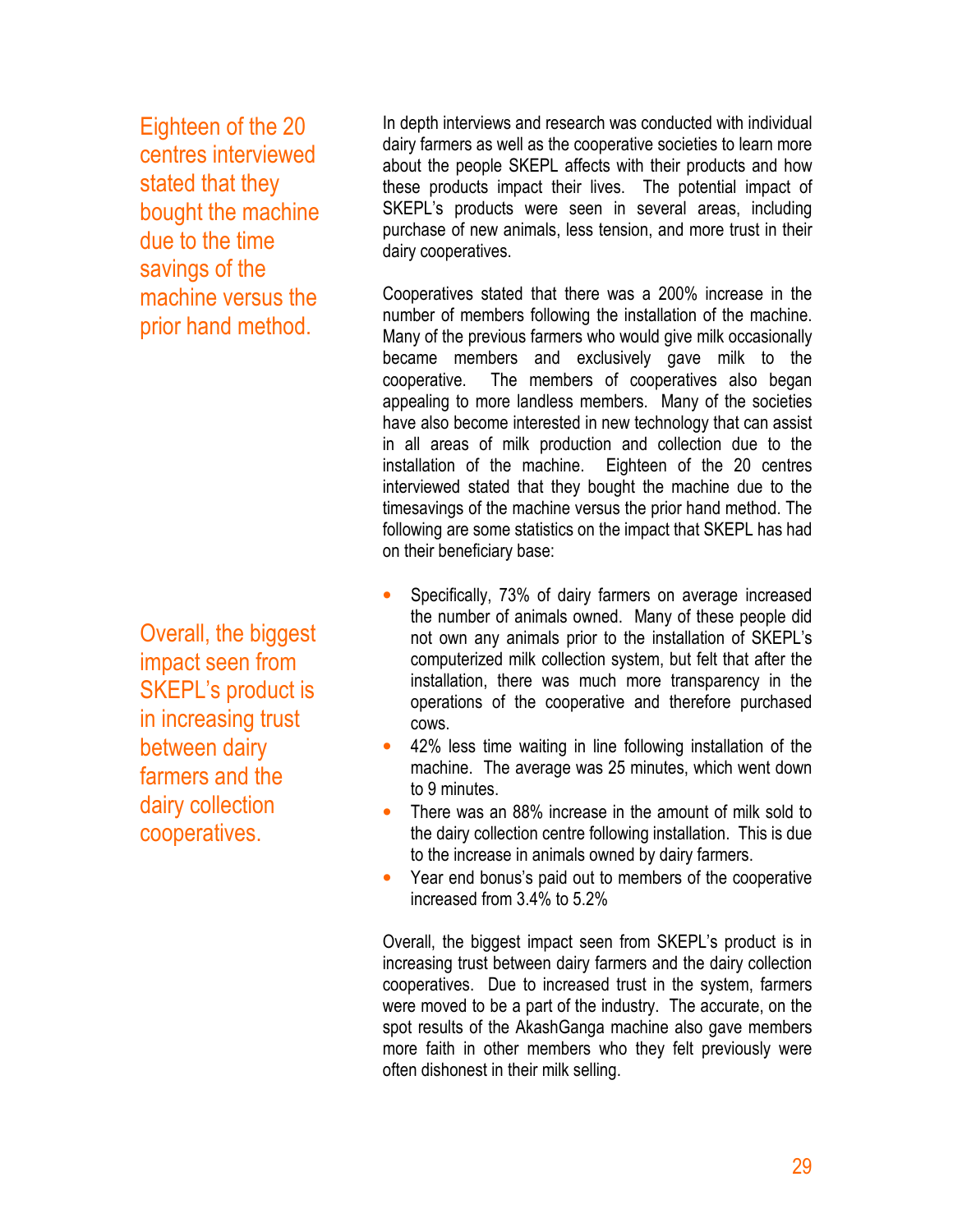> Eighteen of the 20 centres interviewed stated that they bought the machine due to the time savings of the machine versus the prior hand method.

In depth interviews and research was conducted with individual dairy farmers as well as the cooperative societies to learn more about the people SKEPL affects with their products and how these products impact their lives. The potential impact of SKEPL's products were seen in several areas, including purchase of new animals, less tension, and more trust in their dairy cooperatives.

Cooperatives stated that there was a 200% increase in the number of members following the installation of the machine. Many of the previous farmers who would give milk occasionally became members and exclusively gave milk to the cooperative. The members of cooperatives also began appealing to more landless members. Many of the societies have also become interested in new technology that can assist in all areas of milk production and collection due to the installation of the machine. Eighteen of the 20 centres interviewed stated that they bought the machine due to the timesavings of the machine versus the prior hand method. The following are some statistics on the impact that SKEPL has had on their beneficiary base:

- Specifically, 73% of dairy farmers on average increased the number of animals owned. Many of these people did not own any animals prior to the installation of SKEPL's computerized milk collection system, but felt that after the installation, there was much more transparency in the operations of the cooperative and therefore purchased cows.
- 42% less time waiting in line following installation of the machine. The average was 25 minutes, which went down to 9 minutes.
- There was an 88% increase in the amount of milk sold to the dairy collection centre following installation. This is due to the increase in animals owned by dairy farmers.
- Year end bonus's paid out to members of the cooperative increased from 3.4% to 5.2%

> Overall, the biggest impact seen from SKEPL's product is in increasing trust between dairy farmers and the dairy collection cooperatives.

Overall, the biggest impact seen from SKEPL's product is in increasing trust between dairy farmers and the dairy collection cooperatives. Due to increased trust in the system, farmers were moved to be a part of the industry. The accurate, on the spot results of the AkashGanga machine also gave members more faith in other members who they felt previously were often dishonest in their milk selling.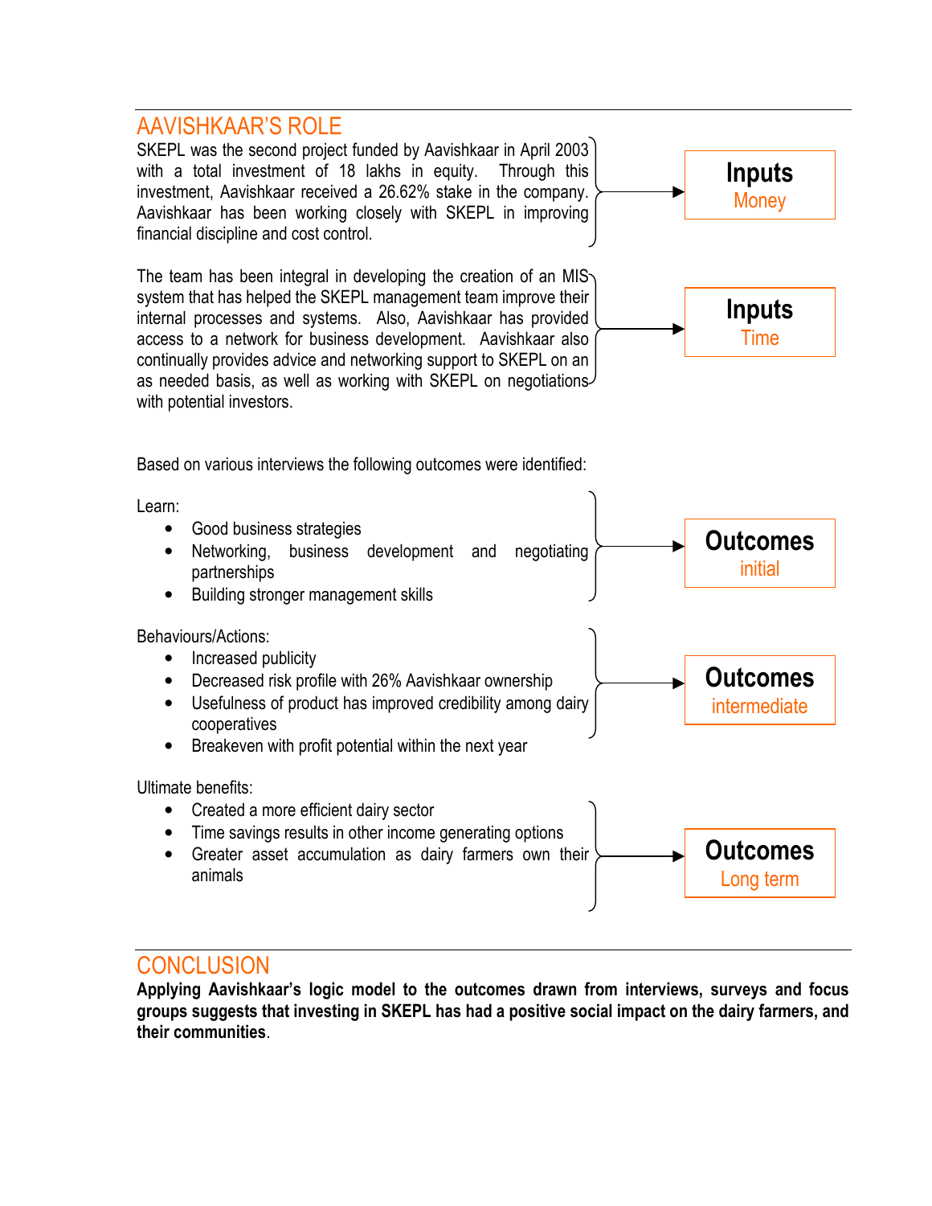## AAVISHKAAR'S ROLE

SKEPL was the second project funded by Aavishkaar in April 2003 with a total investment of 18 lakhs in equity. Through this investment, Aavishkaar received a 26.62% stake in the company. Aavishkaar has been working closely with SKEPL in improving financial discipline and cost control.

→ **Inputs** Money

The team has been integral in developing the creation of an MIS system that has helped the SKEPL management team improve their internal processes and systems. Also, Aavishkaar has provided access to a network for business development. Aavishkaar also continually provides advice and networking support to SKEPL on an as needed basis, as well as working with SKEPL on negotiations with potential investors.

→ **Inputs** Time

Based on various interviews the following outcomes were identified:

Learn:

- Good business strategies
- Networking, business development and negotiating partnerships
- Building stronger management skills

→ **Outcomes** initial

Behaviours/Actions:

- Increased publicity
- Decreased risk profile with 26% Aavishkaar ownership
- Usefulness of product has improved credibility among dairy cooperatives
- Breakeven with profit potential within the next year

→ **Outcomes** intermediate

Ultimate benefits:

- Created a more efficient dairy sector
- Time savings results in other income generating options
- Greater asset accumulation as dairy farmers own their animals

→ **Outcomes** Long term

## CONCLUSION

**Applying Aavishkaar's logic model to the outcomes drawn from interviews, surveys and focus groups suggests that investing in SKEPL has had a positive social impact on the dairy farmers, and their communities**.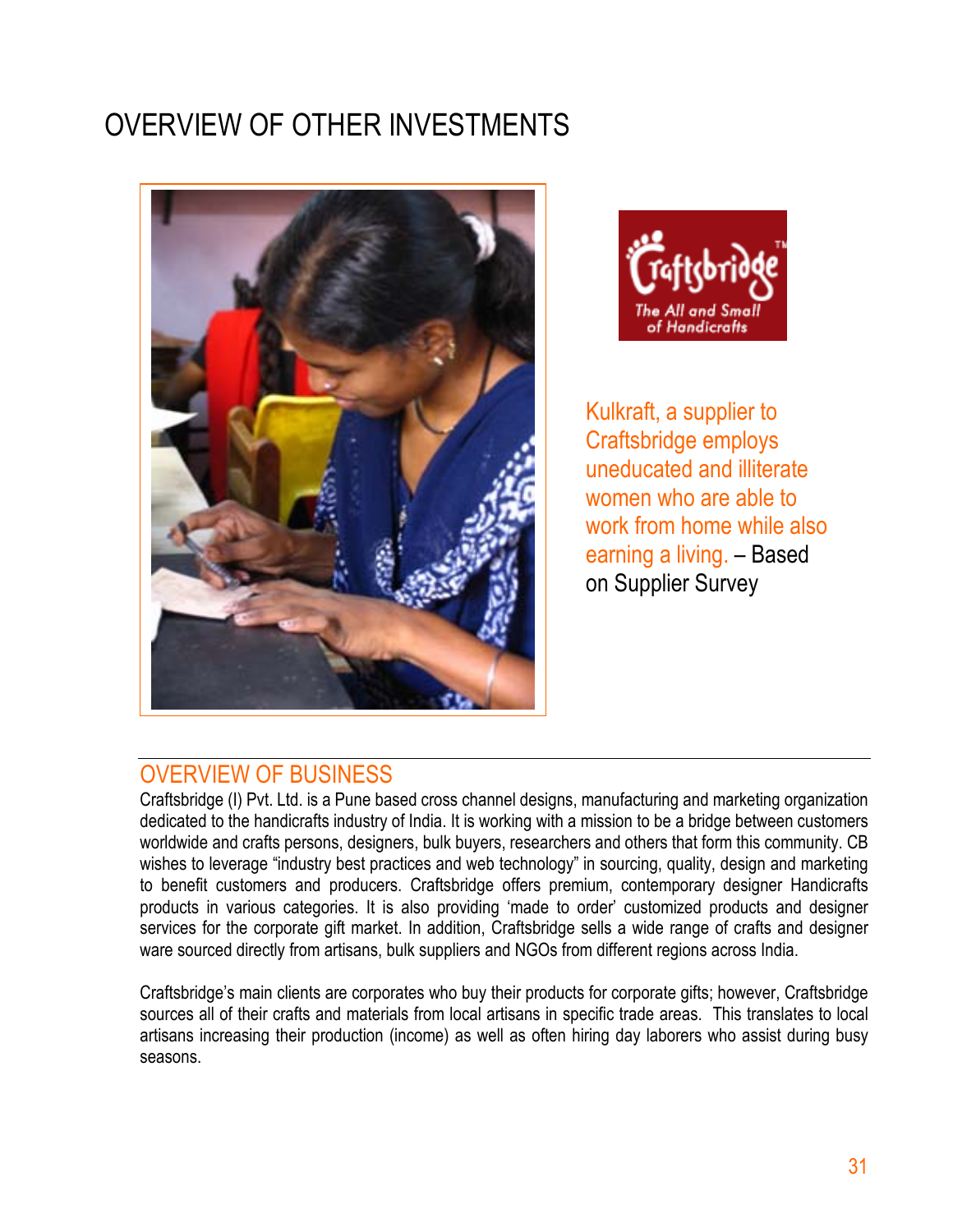# OVERVIEW OF OTHER INVESTMENTS

Kulkraft, a supplier to Craftsbridge employs uneducated and illiterate women who are able to work from home while also earning a living. – Based on Supplier Survey

## OVERVIEW OF BUSINESS

Craftsbridge (I) Pvt. Ltd. is a Pune based cross channel designs, manufacturing and marketing organization dedicated to the handicrafts industry of India. It is working with a mission to be a bridge between customers worldwide and crafts persons, designers, bulk buyers, researchers and others that form this community. CB wishes to leverage "industry best practices and web technology" in sourcing, quality, design and marketing to benefit customers and producers. Craftsbridge offers premium, contemporary designer Handicrafts products in various categories. It is also providing 'made to order' customized products and designer services for the corporate gift market. In addition, Craftsbridge sells a wide range of crafts and designer ware sourced directly from artisans, bulk suppliers and NGOs from different regions across India.

Craftsbridge's main clients are corporates who buy their products for corporate gifts; however, Craftsbridge sources all of their crafts and materials from local artisans in specific trade areas. This translates to local artisans increasing their production (income) as well as often hiring day laborers who assist during busy seasons.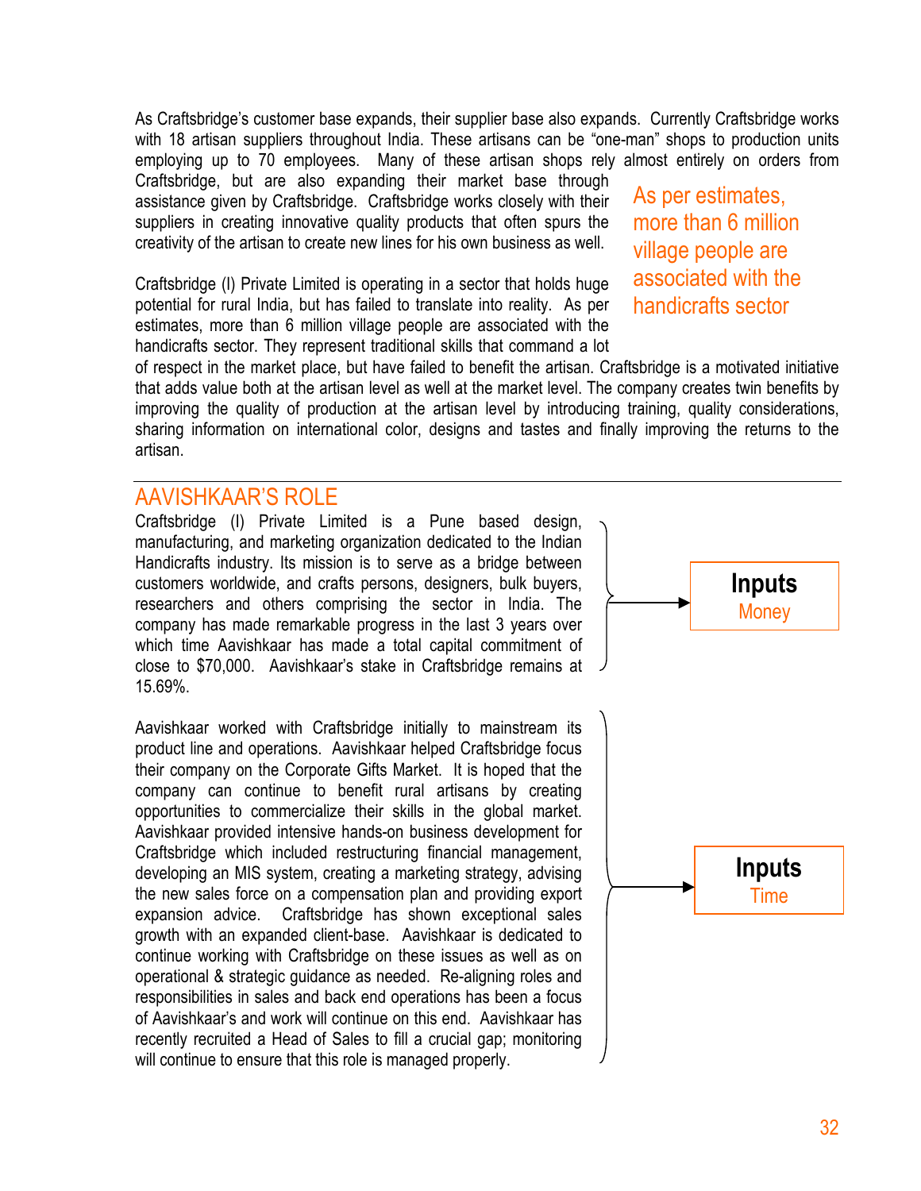As Craftsbridge's customer base expands, their supplier base also expands. Currently Craftsbridge works with 18 artisan suppliers throughout India. These artisans can be "one-man" shops to production units employing up to 70 employees. Many of these artisan shops rely almost entirely on orders from Craftsbridge, but are also expanding their market base through assistance given by Craftsbridge. Craftsbridge works closely with their suppliers in creating innovative quality products that often spurs the creativity of the artisan to create new lines for his own business as well.

As per estimates, more than 6 million village people are associated with the handicrafts sector

Craftsbridge (I) Private Limited is operating in a sector that holds huge potential for rural India, but has failed to translate into reality. As per estimates, more than 6 million village people are associated with the handicrafts sector. They represent traditional skills that command a lot of respect in the market place, but have failed to benefit the artisan. Craftsbridge is a motivated initiative that adds value both at the artisan level as well at the market level. The company creates twin benefits by improving the quality of production at the artisan level by introducing training, quality considerations, sharing information on international color, designs and tastes and finally improving the returns to the artisan.

## AAVISHKAAR'S ROLE

Craftsbridge (I) Private Limited is a Pune based design, manufacturing, and marketing organization dedicated to the Indian Handicrafts industry. Its mission is to serve as a bridge between customers worldwide, and crafts persons, designers, bulk buyers, researchers and others comprising the sector in India. The company has made remarkable progress in the last 3 years over which time Aavishkaar has made a total capital commitment of close to $70,000. Aavishkaar's stake in Craftsbridge remains at 15.69%.

**Inputs**
Money

Aavishkaar worked with Craftsbridge initially to mainstream its product line and operations. Aavishkaar helped Craftsbridge focus their company on the Corporate Gifts Market. It is hoped that the company can continue to benefit rural artisans by creating opportunities to commercialize their skills in the global market. Aavishkaar provided intensive hands-on business development for Craftsbridge which included restructuring financial management, developing an MIS system, creating a marketing strategy, advising the new sales force on a compensation plan and providing export expansion advice. Craftsbridge has shown exceptional sales growth with an expanded client-base. Aavishkaar is dedicated to continue working with Craftsbridge on these issues as well as on operational & strategic guidance as needed. Re-aligning roles and responsibilities in sales and back end operations has been a focus of Aavishkaar's and work will continue on this end. Aavishkaar has recently recruited a Head of Sales to fill a crucial gap; monitoring will continue to ensure that this role is managed properly.

**Inputs**
Time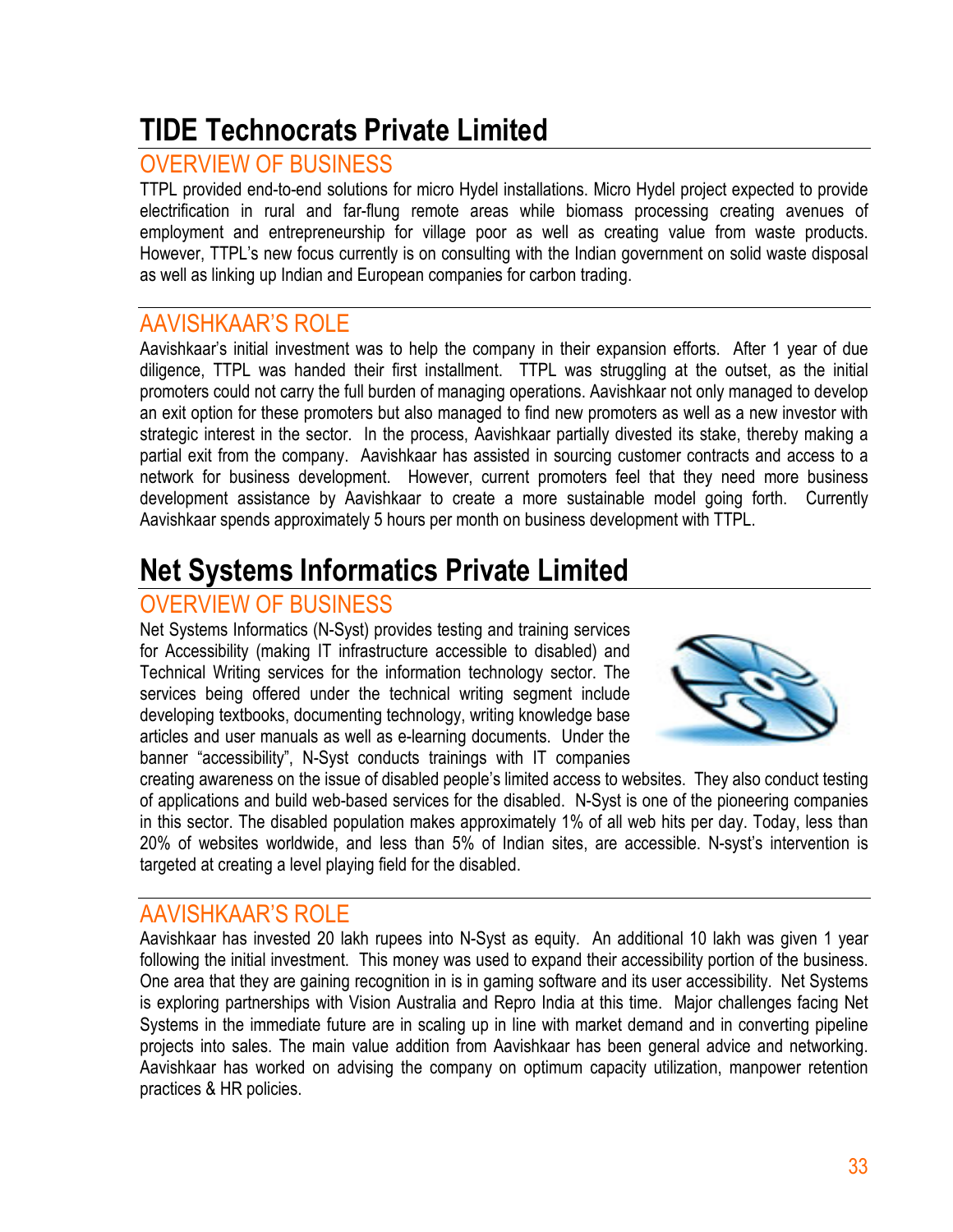# TIDE Technocrats Private Limited

## OVERVIEW OF BUSINESS

TTPL provided end-to-end solutions for micro Hydel installations. Micro Hydel project expected to provide electrification in rural and far-flung remote areas while biomass processing creating avenues of employment and entrepreneurship for village poor as well as creating value from waste products. However, TTPL's new focus currently is on consulting with the Indian government on solid waste disposal as well as linking up Indian and European companies for carbon trading.

## AAVISHKAAR'S ROLE

Aavishkaar's initial investment was to help the company in their expansion efforts. After 1 year of due diligence, TTPL was handed their first installment. TTPL was struggling at the outset, as the initial promoters could not carry the full burden of managing operations. Aavishkaar not only managed to develop an exit option for these promoters but also managed to find new promoters as well as a new investor with strategic interest in the sector. In the process, Aavishkaar partially divested its stake, thereby making a partial exit from the company. Aavishkaar has assisted in sourcing customer contracts and access to a network for business development. However, current promoters feel that they need more business development assistance by Aavishkaar to create a more sustainable model going forth. Currently Aavishkaar spends approximately 5 hours per month on business development with TTPL.

# Net Systems Informatics Private Limited

## OVERVIEW OF BUSINESS

Net Systems Informatics (N-Syst) provides testing and training services for Accessibility (making IT infrastructure accessible to disabled) and Technical Writing services for the information technology sector. The services being offered under the technical writing segment include developing textbooks, documenting technology, writing knowledge base articles and user manuals as well as e-learning documents. Under the banner "accessibility", N-Syst conducts trainings with IT companies creating awareness on the issue of disabled people's limited access to websites. They also conduct testing of applications and build web-based services for the disabled. N-Syst is one of the pioneering companies in this sector. The disabled population makes approximately 1% of all web hits per day. Today, less than 20% of websites worldwide, and less than 5% of Indian sites, are accessible. N-syst's intervention is targeted at creating a level playing field for the disabled.

## AAVISHKAAR'S ROLE

Aavishkaar has invested 20 lakh rupees into N-Syst as equity. An additional 10 lakh was given 1 year following the initial investment. This money was used to expand their accessibility portion of the business. One area that they are gaining recognition in is in gaming software and its user accessibility. Net Systems is exploring partnerships with Vision Australia and Repro India at this time. Major challenges facing Net Systems in the immediate future are in scaling up in line with market demand and in converting pipeline projects into sales. The main value addition from Aavishkaar has been general advice and networking. Aavishkaar has worked on advising the company on optimum capacity utilization, manpower retention practices & HR policies.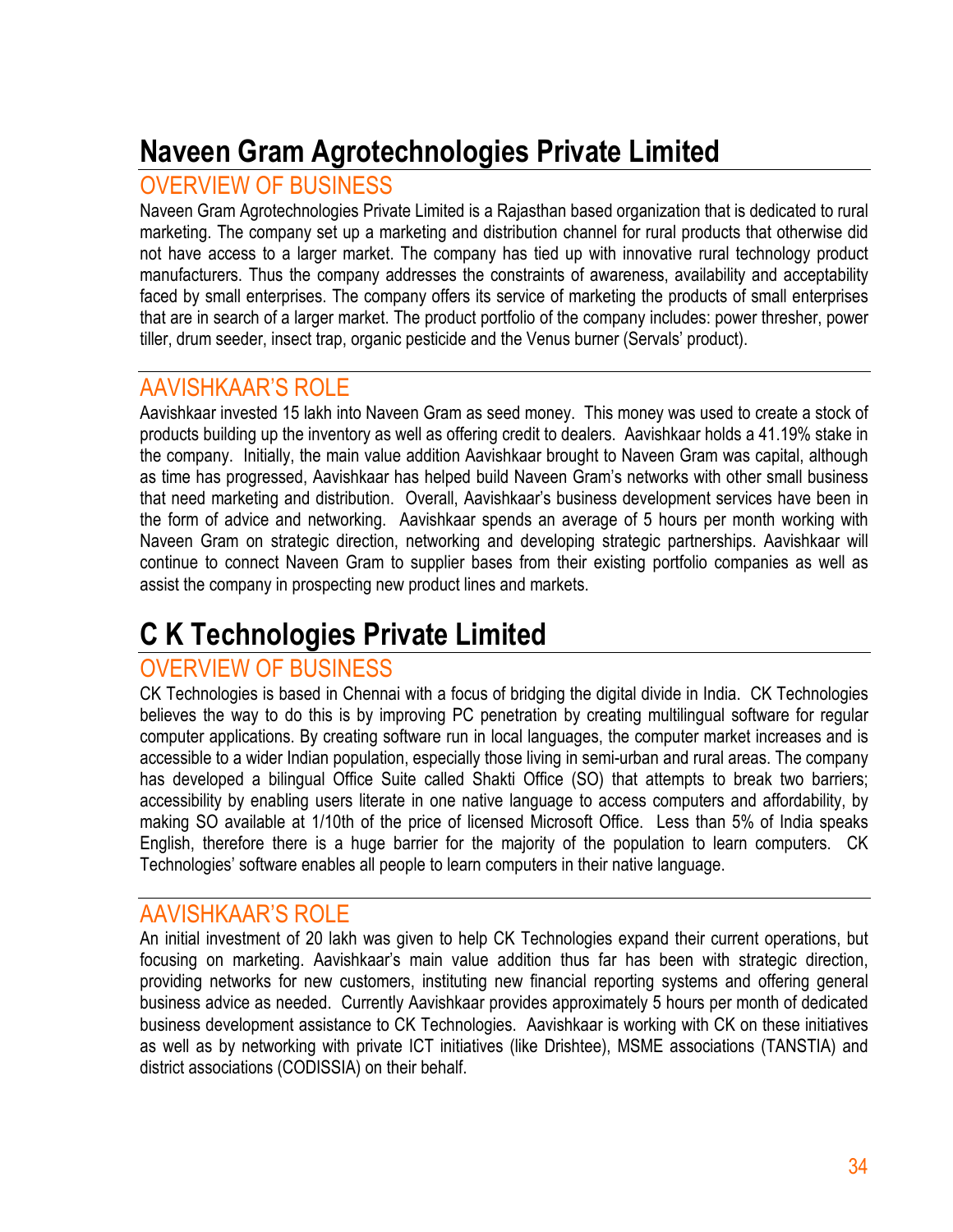# Naveen Gram Agrotechnologies Private Limited

## OVERVIEW OF BUSINESS

Naveen Gram Agrotechnologies Private Limited is a Rajasthan based organization that is dedicated to rural marketing. The company set up a marketing and distribution channel for rural products that otherwise did not have access to a larger market. The company has tied up with innovative rural technology product manufacturers. Thus the company addresses the constraints of awareness, availability and acceptability faced by small enterprises. The company offers its service of marketing the products of small enterprises that are in search of a larger market. The product portfolio of the company includes: power thresher, power tiller, drum seeder, insect trap, organic pesticide and the Venus burner (Servals' product).

## AAVISHKAAR'S ROLE

Aavishkaar invested 15 lakh into Naveen Gram as seed money. This money was used to create a stock of products building up the inventory as well as offering credit to dealers. Aavishkaar holds a 41.19% stake in the company. Initially, the main value addition Aavishkaar brought to Naveen Gram was capital, although as time has progressed, Aavishkaar has helped build Naveen Gram's networks with other small business that need marketing and distribution. Overall, Aavishkaar's business development services have been in the form of advice and networking. Aavishkaar spends an average of 5 hours per month working with Naveen Gram on strategic direction, networking and developing strategic partnerships. Aavishkaar will continue to connect Naveen Gram to supplier bases from their existing portfolio companies as well as assist the company in prospecting new product lines and markets.

# C K Technologies Private Limited

## OVERVIEW OF BUSINESS

CK Technologies is based in Chennai with a focus of bridging the digital divide in India. CK Technologies believes the way to do this is by improving PC penetration by creating multilingual software for regular computer applications. By creating software run in local languages, the computer market increases and is accessible to a wider Indian population, especially those living in semi-urban and rural areas. The company has developed a bilingual Office Suite called Shakti Office (SO) that attempts to break two barriers; accessibility by enabling users literate in one native language to access computers and affordability, by making SO available at 1/10th of the price of licensed Microsoft Office. Less than 5% of India speaks English, therefore there is a huge barrier for the majority of the population to learn computers. CK Technologies' software enables all people to learn computers in their native language.

## AAVISHKAAR'S ROLE

An initial investment of 20 lakh was given to help CK Technologies expand their current operations, but focusing on marketing. Aavishkaar's main value addition thus far has been with strategic direction, providing networks for new customers, instituting new financial reporting systems and offering general business advice as needed. Currently Aavishkaar provides approximately 5 hours per month of dedicated business development assistance to CK Technologies. Aavishkaar is working with CK on these initiatives as well as by networking with private ICT initiatives (like Drishtee), MSME associations (TANSTIA) and district associations (CODISSIA) on their behalf.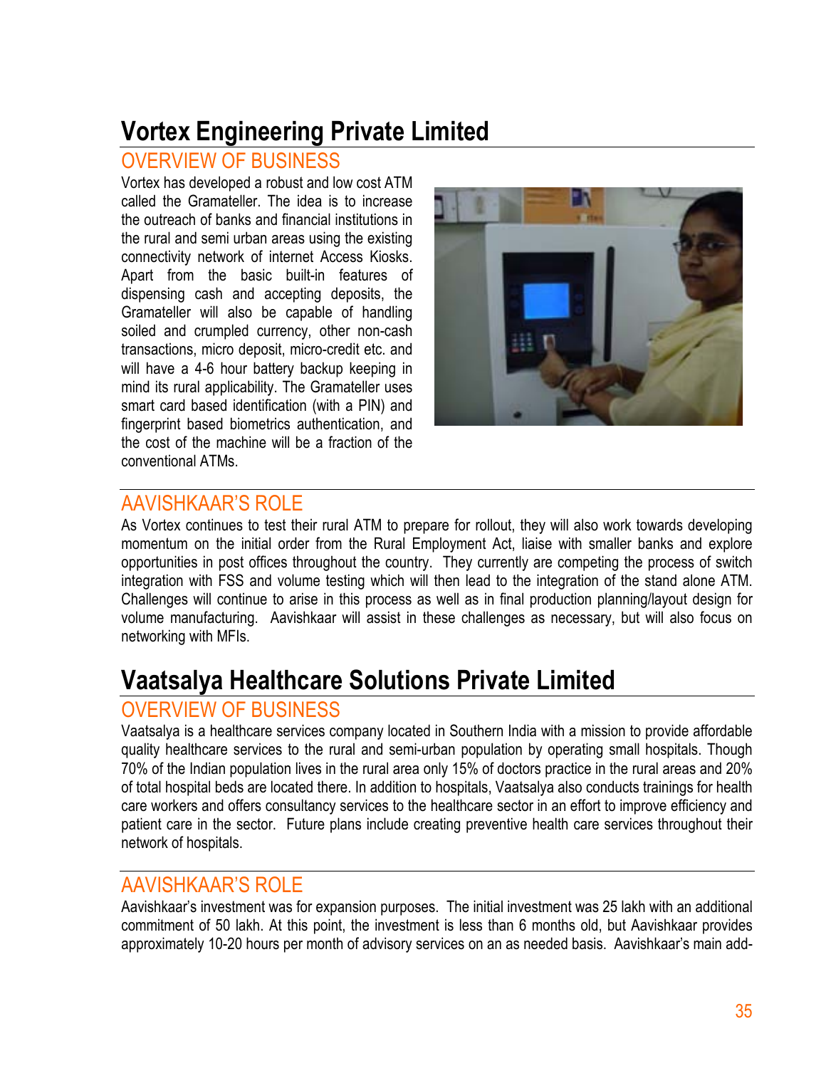# Vortex Engineering Private Limited

## OVERVIEW OF BUSINESS

Vortex has developed a robust and low cost ATM called the Gramateller. The idea is to increase the outreach of banks and financial institutions in the rural and semi urban areas using the existing connectivity network of internet Access Kiosks. Apart from the basic built-in features of dispensing cash and accepting deposits, the Gramateller will also be capable of handling soiled and crumpled currency, other non-cash transactions, micro deposit, micro-credit etc. and will have a 4-6 hour battery backup keeping in mind its rural applicability. The Gramateller uses smart card based identification (with a PIN) and fingerprint based biometrics authentication, and the cost of the machine will be a fraction of the conventional ATMs.

## AAVISHKAAR'S ROLE

As Vortex continues to test their rural ATM to prepare for rollout, they will also work towards developing momentum on the initial order from the Rural Employment Act, liaise with smaller banks and explore opportunities in post offices throughout the country. They currently are competing the process of switch integration with FSS and volume testing which will then lead to the integration of the stand alone ATM. Challenges will continue to arise in this process as well as in final production planning/layout design for volume manufacturing. Aavishkaar will assist in these challenges as necessary, but will also focus on networking with MFIs.

# Vaatsalya Healthcare Solutions Private Limited

## OVERVIEW OF BUSINESS

Vaatsalya is a healthcare services company located in Southern India with a mission to provide affordable quality healthcare services to the rural and semi-urban population by operating small hospitals. Though 70% of the Indian population lives in the rural area only 15% of doctors practice in the rural areas and 20% of total hospital beds are located there. In addition to hospitals, Vaatsalya also conducts trainings for health care workers and offers consultancy services to the healthcare sector in an effort to improve efficiency and patient care in the sector. Future plans include creating preventive health care services throughout their network of hospitals.

## AAVISHKAAR'S ROLE

Aavishkaar's investment was for expansion purposes. The initial investment was 25 lakh with an additional commitment of 50 lakh. At this point, the investment is less than 6 months old, but Aavishkaar provides approximately 10-20 hours per month of advisory services on an as needed basis. Aavishkaar's main add-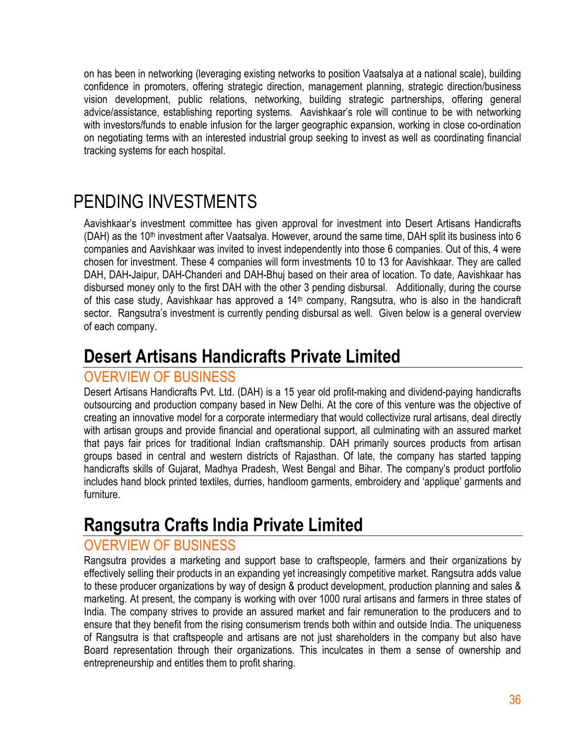on has been in networking (leveraging existing networks to position Vaatsalya at a national scale), building confidence in promoters, offering strategic direction, management planning, strategic direction/business vision development, public relations, networking, building strategic partnerships, offering general advice/assistance, establishing reporting systems. Aavishkaar's role will continue to be with networking with investors/funds to enable infusion for the larger geographic expansion, working in close co-ordination on negotiating terms with an interested industrial group seeking to invest as well as coordinating financial tracking systems for each hospital.

# PENDING INVESTMENTS

Aavishkaar's investment committee has given approval for investment into Desert Artisans Handicrafts (DAH) as the 10th investment after Vaatsalya. However, around the same time, DAH split its business into 6 companies and Aavishkaar was invited to invest independently into those 6 companies. Out of this, 4 were chosen for investment. These 4 companies will form investments 10 to 13 for Aavishkaar. They are called DAH, DAH-Jaipur, DAH-Chanderi and DAH-Bhuj based on their area of location. To date, Aavishkaar has disbursed money only to the first DAH with the other 3 pending disbursal. Additionally, during the course of this case study, Aavishkaar has approved a 14th company, Rangsutra, who is also in the handicraft sector. Rangsutra's investment is currently pending disbursal as well. Given below is a general overview of each company.

## Desert Artisans Handicrafts Private Limited

### OVERVIEW OF BUSINESS

Desert Artisans Handicrafts Pvt. Ltd. (DAH) is a 15 year old profit-making and dividend-paying handicrafts outsourcing and production company based in New Delhi. At the core of this venture was the objective of creating an innovative model for a corporate intermediary that would collectivize rural artisans, deal directly with artisan groups and provide financial and operational support, all culminating with an assured market that pays fair prices for traditional Indian craftsmanship. DAH primarily sources products from artisan groups based in central and western districts of Rajasthan. Of late, the company has started tapping handicrafts skills of Gujarat, Madhya Pradesh, West Bengal and Bihar. The company's product portfolio includes hand block printed textiles, durries, handloom garments, embroidery and 'applique' garments and furniture.

## Rangsutra Crafts India Private Limited

### OVERVIEW OF BUSINESS

Rangsutra provides a marketing and support base to craftspeople, farmers and their organizations by effectively selling their products in an expanding yet increasingly competitive market. Rangsutra adds value to these producer organizations by way of design & product development, production planning and sales & marketing. At present, the company is working with over 1000 rural artisans and farmers in three states of India. The company strives to provide an assured market and fair remuneration to the producers and to ensure that they benefit from the rising consumerism trends both within and outside India. The uniqueness of Rangsutra is that craftspeople and artisans are not just shareholders in the company but also have Board representation through their organizations. This inculcates in them a sense of ownership and entrepreneurship and entitles them to profit sharing.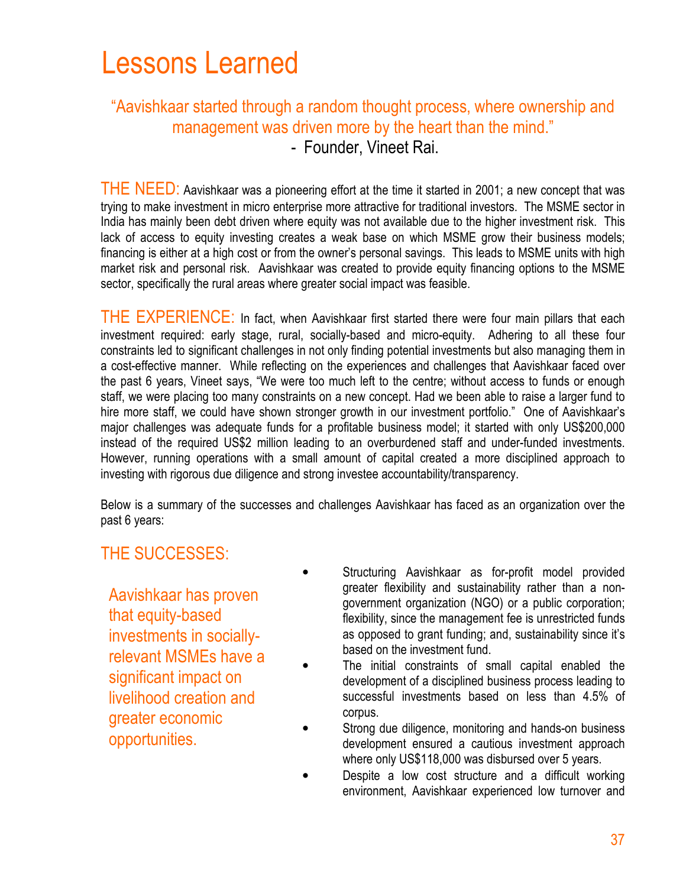# Lessons Learned

> "Aavishkaar started through a random thought process, where ownership and management was driven more by the heart than the mind."
> - Founder, Vineet Rai.

THE NEED: Aavishkaar was a pioneering effort at the time it started in 2001; a new concept that was trying to make investment in micro enterprise more attractive for traditional investors. The MSME sector in India has mainly been debt driven where equity was not available due to the higher investment risk. This lack of access to equity investing creates a weak base on which MSME grow their business models; financing is either at a high cost or from the owner's personal savings. This leads to MSME units with high market risk and personal risk. Aavishkaar was created to provide equity financing options to the MSME sector, specifically the rural areas where greater social impact was feasible.

THE EXPERIENCE: In fact, when Aavishkaar first started there were four main pillars that each investment required: early stage, rural, socially-based and micro-equity. Adhering to all these four constraints led to significant challenges in not only finding potential investments but also managing them in a cost-effective manner. While reflecting on the experiences and challenges that Aavishkaar faced over the past 6 years, Vineet says, "We were too much left to the centre; without access to funds or enough staff, we were placing too many constraints on a new concept. Had we been able to raise a larger fund to hire more staff, we could have shown stronger growth in our investment portfolio." One of Aavishkaar's major challenges was adequate funds for a profitable business model; it started with only US$200,000 instead of the required US$2 million leading to an overburdened staff and under-funded investments. However, running operations with a small amount of capital created a more disciplined approach to investing with rigorous due diligence and strong investee accountability/transparency.

Below is a summary of the successes and challenges Aavishkaar has faced as an organization over the past 6 years:

## THE SUCCESSES:

> Aavishkaar has proven that equity-based investments in socially-relevant MSMEs have a significant impact on livelihood creation and greater economic opportunities.

- Structuring Aavishkaar as for-profit model provided greater flexibility and sustainability rather than a non-government organization (NGO) or a public corporation; flexibility, since the management fee is unrestricted funds as opposed to grant funding; and, sustainability since it's based on the investment fund.
- The initial constraints of small capital enabled the development of a disciplined business process leading to successful investments based on less than 4.5% of corpus.
- Strong due diligence, monitoring and hands-on business development ensured a cautious investment approach where only US$118,000 was disbursed over 5 years.
- Despite a low cost structure and a difficult working environment, Aavishkaar experienced low turnover and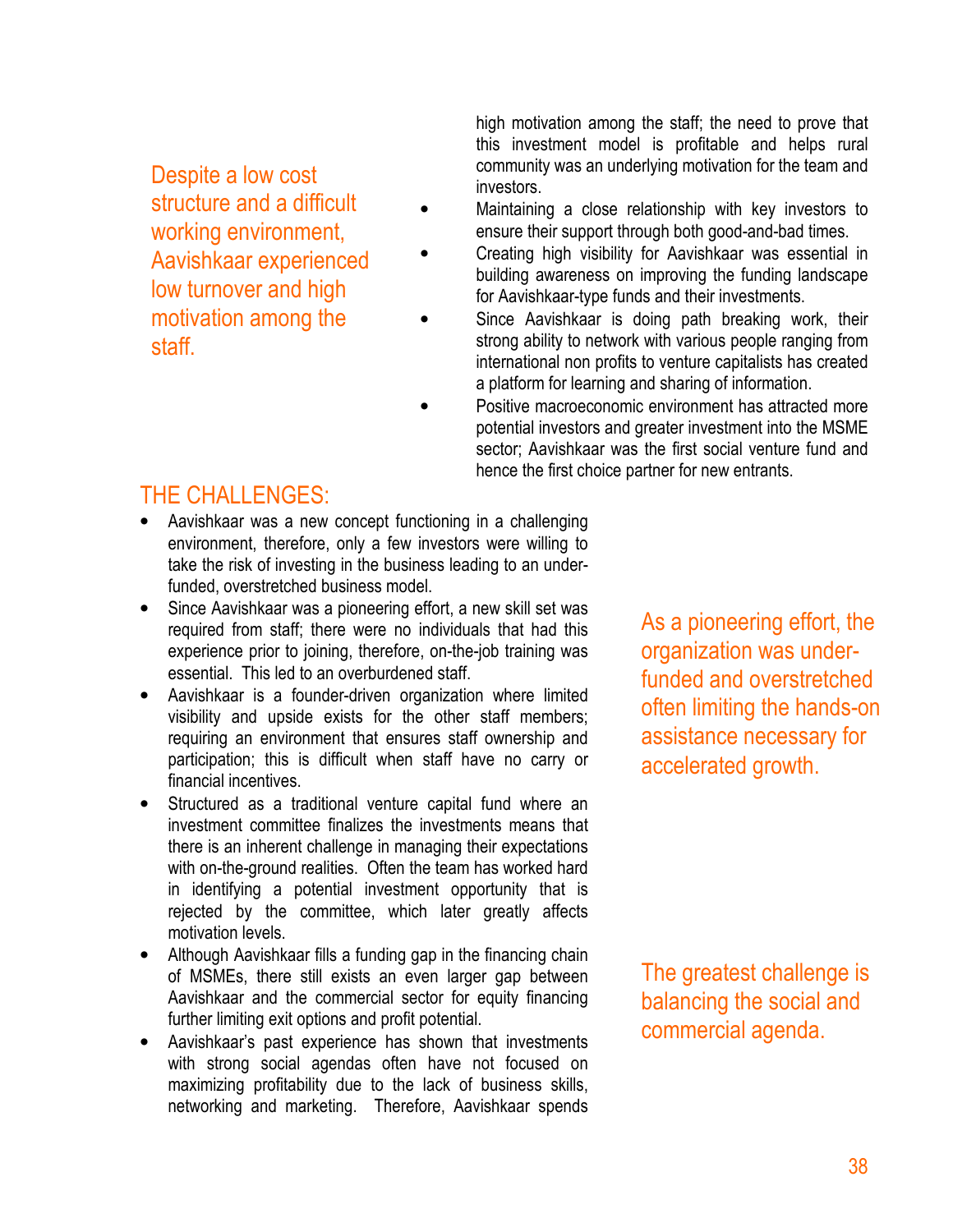high motivation among the staff; the need to prove that this investment model is profitable and helps rural community was an underlying motivation for the team and investors.

- Maintaining a close relationship with key investors to ensure their support through both good-and-bad times.
- Creating high visibility for Aavishkaar was essential in building awareness on improving the funding landscape for Aavishkaar-type funds and their investments.
- Since Aavishkaar is doing path breaking work, their strong ability to network with various people ranging from international non profits to venture capitalists has created a platform for learning and sharing of information.
- Positive macroeconomic environment has attracted more potential investors and greater investment into the MSME sector; Aavishkaar was the first social venture fund and hence the first choice partner for new entrants.

Despite a low cost structure and a difficult working environment, Aavishkaar experienced low turnover and high motivation among the staff.

## THE CHALLENGES:

- Aavishkaar was a new concept functioning in a challenging environment, therefore, only a few investors were willing to take the risk of investing in the business leading to an under-funded, overstretched business model.
- Since Aavishkaar was a pioneering effort, a new skill set was required from staff; there were no individuals that had this experience prior to joining, therefore, on-the-job training was essential. This led to an overburdened staff.
- Aavishkaar is a founder-driven organization where limited visibility and upside exists for the other staff members; requiring an environment that ensures staff ownership and participation; this is difficult when staff have no carry or financial incentives.
- Structured as a traditional venture capital fund where an investment committee finalizes the investments means that there is an inherent challenge in managing their expectations with on-the-ground realities. Often the team has worked hard in identifying a potential investment opportunity that is rejected by the committee, which later greatly affects motivation levels.
- Although Aavishkaar fills a funding gap in the financing chain of MSMEs, there still exists an even larger gap between Aavishkaar and the commercial sector for equity financing further limiting exit options and profit potential.
- Aavishkaar's past experience has shown that investments with strong social agendas often have not focused on maximizing profitability due to the lack of business skills, networking and marketing. Therefore, Aavishkaar spends

As a pioneering effort, the organization was under-funded and overstretched often limiting the hands-on assistance necessary for accelerated growth.

The greatest challenge is balancing the social and commercial agenda.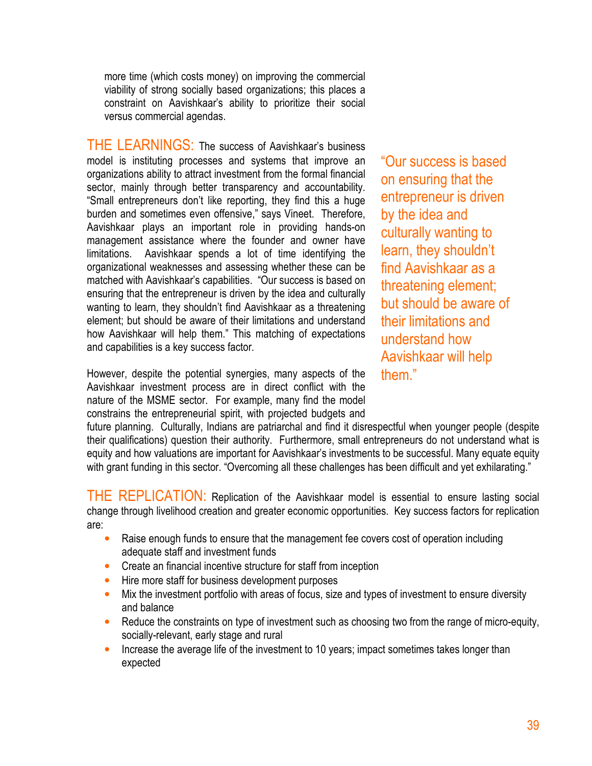more time (which costs money) on improving the commercial viability of strong socially based organizations; this places a constraint on Aavishkaar's ability to prioritize their social versus commercial agendas.

THE LEARNINGS: The success of Aavishkaar's business model is instituting processes and systems that improve an organizations ability to attract investment from the formal financial sector, mainly through better transparency and accountability. "Small entrepreneurs don't like reporting, they find this a huge burden and sometimes even offensive," says Vineet. Therefore, Aavishkaar plays an important role in providing hands-on management assistance where the founder and owner have limitations. Aavishkaar spends a lot of time identifying the organizational weaknesses and assessing whether these can be matched with Aavishkaar's capabilities. "Our success is based on ensuring that the entrepreneur is driven by the idea and culturally wanting to learn, they shouldn't find Aavishkaar as a threatening element; but should be aware of their limitations and understand how Aavishkaar will help them." This matching of expectations and capabilities is a key success factor.

> "Our success is based on ensuring that the entrepreneur is driven by the idea and culturally wanting to learn, they shouldn't find Aavishkaar as a threatening element; but should be aware of their limitations and understand how Aavishkaar will help them."

However, despite the potential synergies, many aspects of the Aavishkaar investment process are in direct conflict with the nature of the MSME sector. For example, many find the model constrains the entrepreneurial spirit, with projected budgets and future planning. Culturally, Indians are patriarchal and find it disrespectful when younger people (despite their qualifications) question their authority. Furthermore, small entrepreneurs do not understand what is equity and how valuations are important for Aavishkaar's investments to be successful. Many equate equity with grant funding in this sector. "Overcoming all these challenges has been difficult and yet exhilarating."

THE REPLICATION: Replication of the Aavishkaar model is essential to ensure lasting social change through livelihood creation and greater economic opportunities. Key success factors for replication are:

- Raise enough funds to ensure that the management fee covers cost of operation including adequate staff and investment funds
- Create an financial incentive structure for staff from inception
- Hire more staff for business development purposes
- Mix the investment portfolio with areas of focus, size and types of investment to ensure diversity and balance
- Reduce the constraints on type of investment such as choosing two from the range of micro-equity, socially-relevant, early stage and rural
- Increase the average life of the investment to 10 years; impact sometimes takes longer than expected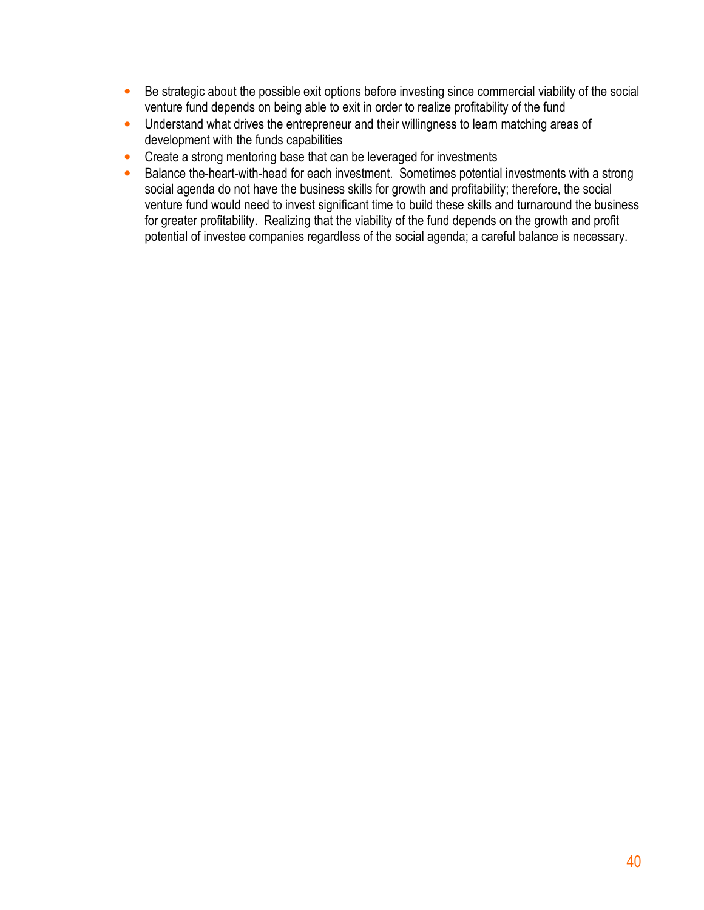- Be strategic about the possible exit options before investing since commercial viability of the social venture fund depends on being able to exit in order to realize profitability of the fund
- Understand what drives the entrepreneur and their willingness to learn matching areas of development with the funds capabilities
- Create a strong mentoring base that can be leveraged for investments
- Balance the-heart-with-head for each investment. Sometimes potential investments with a strong social agenda do not have the business skills for growth and profitability; therefore, the social venture fund would need to invest significant time to build these skills and turnaround the business for greater profitability. Realizing that the viability of the fund depends on the growth and profit potential of investee companies regardless of the social agenda; a careful balance is necessary.